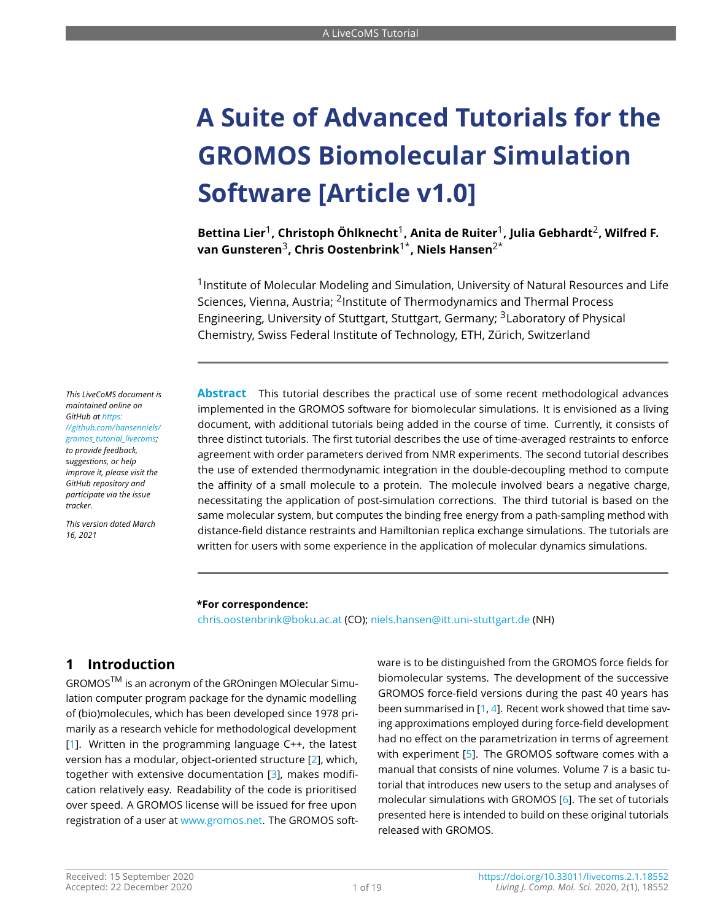# A Suite of Advanced Tutorials for the GROMOS Biomolecular Simulation Software [Article v1.0]

**Bettina Lier**[1], **Christoph Öhlknecht**[1], **Anita de Ruiter**[1], **Julia Gebhardt**[2], **Wilfred F. van Gunsteren**[3], **Chris Oostenbrink**[1*], **Niels Hansen**[2*]

[1]Institute of Molecular Modeling and Simulation, University of Natural Resources and Life Sciences, Vienna, Austria; [2]Institute of Thermodynamics and Thermal Process Engineering, University of Stuttgart, Stuttgart, Germany; [3]Laboratory of Physical Chemistry, Swiss Federal Institute of Technology, ETH, Zürich, Switzerland

*This LiveCoMS document is maintained online on GitHub at https://github.com/hansenniels/gromos_tutorial_livecoms; to provide feedback, suggestions, or help improve it, please visit the GitHub repository and participate via the issue tracker.*

*This version dated March 16, 2021*

**Abstract** This tutorial describes the practical use of some recent methodological advances implemented in the GROMOS software for biomolecular simulations. It is envisioned as a living document, with additional tutorials being added in the course of time. Currently, it consists of three distinct tutorials. The first tutorial describes the use of time-averaged restraints to enforce agreement with order parameters derived from NMR experiments. The second tutorial describes the use of extended thermodynamic integration in the double-decoupling method to compute the affinity of a small molecule to a protein. The molecule involved bears a negative charge, necessitating the application of post-simulation corrections. The third tutorial is based on the same molecular system, but computes the binding free energy from a path-sampling method with distance-field distance restraints and Hamiltonian replica exchange simulations. The tutorials are written for users with some experience in the application of molecular dynamics simulations.

**\*For correspondence:**
chris.oostenbrink@boku.ac.at (CO); niels.hansen@itt.uni-stuttgart.de (NH)

## 1 Introduction

GROMOS™ is an acronym of the GROningen MOlecular Simulation computer program package for the dynamic modelling of (bio)molecules, which has been developed since 1978 primarily as a research vehicle for methodological development [1]. Written in the programming language C++, the latest version has a modular, object-oriented structure [2], which, together with extensive documentation [3], makes modification relatively easy. Readability of the code is prioritised over speed. A GROMOS license will be issued for free upon registration of a user at www.gromos.net. The GROMOS software is to be distinguished from the GROMOS force fields for biomolecular systems. The development of the successive GROMOS force-field versions during the past 40 years has been summarised in [1, 4]. Recent work showed that time saving approximations employed during force-field development had no effect on the parametrization in terms of agreement with experiment [5]. The GROMOS software comes with a manual that consists of nine volumes. Volume 7 is a basic tutorial that introduces new users to the setup and analyses of molecular simulations with GROMOS [6]. The set of tutorials presented here is intended to build on these original tutorials released with GROMOS.

Received: 15 September 2020
Accepted: 22 December 2020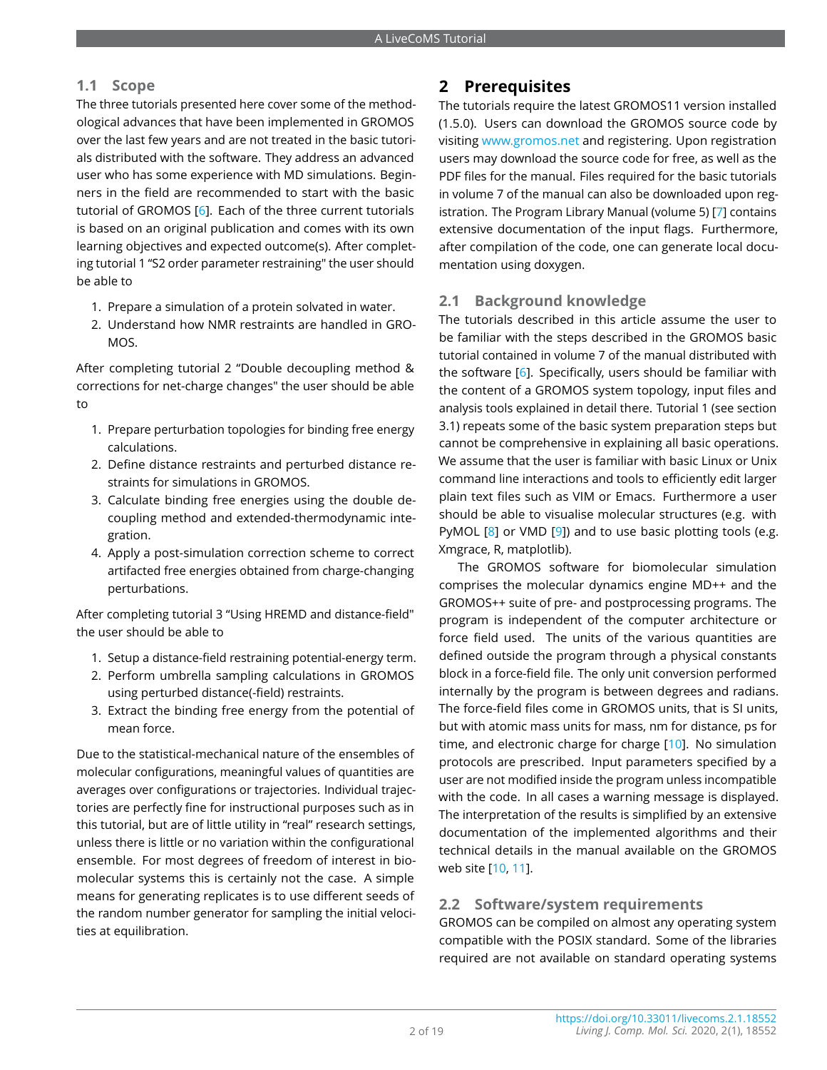### 1.1 Scope

The three tutorials presented here cover some of the methodological advances that have been implemented in GROMOS over the last few years and are not treated in the basic tutorials distributed with the software. They address an advanced user who has some experience with MD simulations. Beginners in the field are recommended to start with the basic tutorial of GROMOS [6]. Each of the three current tutorials is based on an original publication and comes with its own learning objectives and expected outcome(s). After completing tutorial 1 "S2 order parameter restraining" the user should be able to

1. Prepare a simulation of a protein solvated in water.
2. Understand how NMR restraints are handled in GROMOS.

After completing tutorial 2 "Double decoupling method & corrections for net-charge changes" the user should be able to

1. Prepare perturbation topologies for binding free energy calculations.
2. Define distance restraints and perturbed distance restraints for simulations in GROMOS.
3. Calculate binding free energies using the double decoupling method and extended-thermodynamic integration.
4. Apply a post-simulation correction scheme to correct artifacted free energies obtained from charge-changing perturbations.

After completing tutorial 3 "Using HREMD and distance-field" the user should be able to

1. Setup a distance-field restraining potential-energy term.
2. Perform umbrella sampling calculations in GROMOS using perturbed distance(-field) restraints.
3. Extract the binding free energy from the potential of mean force.

Due to the statistical-mechanical nature of the ensembles of molecular configurations, meaningful values of quantities are averages over configurations or trajectories. Individual trajectories are perfectly fine for instructional purposes such as in this tutorial, but are of little utility in "real" research settings, unless there is little or no variation within the configurational ensemble. For most degrees of freedom of interest in biomolecular systems this is certainly not the case. A simple means for generating replicates is to use different seeds of the random number generator for sampling the initial velocities at equilibration.

## 2 Prerequisites

The tutorials require the latest GROMOS11 version installed (1.5.0). Users can download the GROMOS source code by visiting www.gromos.net and registering. Upon registration users may download the source code for free, as well as the PDF files for the manual. Files required for the basic tutorials in volume 7 of the manual can also be downloaded upon registration. The Program Library Manual (volume 5) [7] contains extensive documentation of the input flags. Furthermore, after compilation of the code, one can generate local documentation using doxygen.

### 2.1 Background knowledge

The tutorials described in this article assume the user to be familiar with the steps described in the GROMOS basic tutorial contained in volume 7 of the manual distributed with the software [6]. Specifically, users should be familiar with the content of a GROMOS system topology, input files and analysis tools explained in detail there. Tutorial 1 (see section 3.1) repeats some of the basic system preparation steps but cannot be comprehensive in explaining all basic operations. We assume that the user is familiar with basic Linux or Unix command line interactions and tools to efficiently edit larger plain text files such as VIM or Emacs. Furthermore a user should be able to visualise molecular structures (e.g. with PyMOL [8] or VMD [9]) and to use basic plotting tools (e.g. Xmgrace, R, matplotlib).

The GROMOS software for biomolecular simulation comprises the molecular dynamics engine MD++ and the GROMOS++ suite of pre- and postprocessing programs. The program is independent of the computer architecture or force field used. The units of the various quantities are defined outside the program through a physical constants block in a force-field file. The only unit conversion performed internally by the program is between degrees and radians. The force-field files come in GROMOS units, that is SI units, but with atomic mass units for mass, nm for distance, ps for time, and electronic charge for charge [10]. No simulation protocols are prescribed. Input parameters specified by a user are not modified inside the program unless incompatible with the code. In all cases a warning message is displayed. The interpretation of the results is simplified by an extensive documentation of the implemented algorithms and their technical details in the manual available on the GROMOS web site [10, 11].

### 2.2 Software/system requirements

GROMOS can be compiled on almost any operating system compatible with the POSIX standard. Some of the libraries required are not available on standard operating systems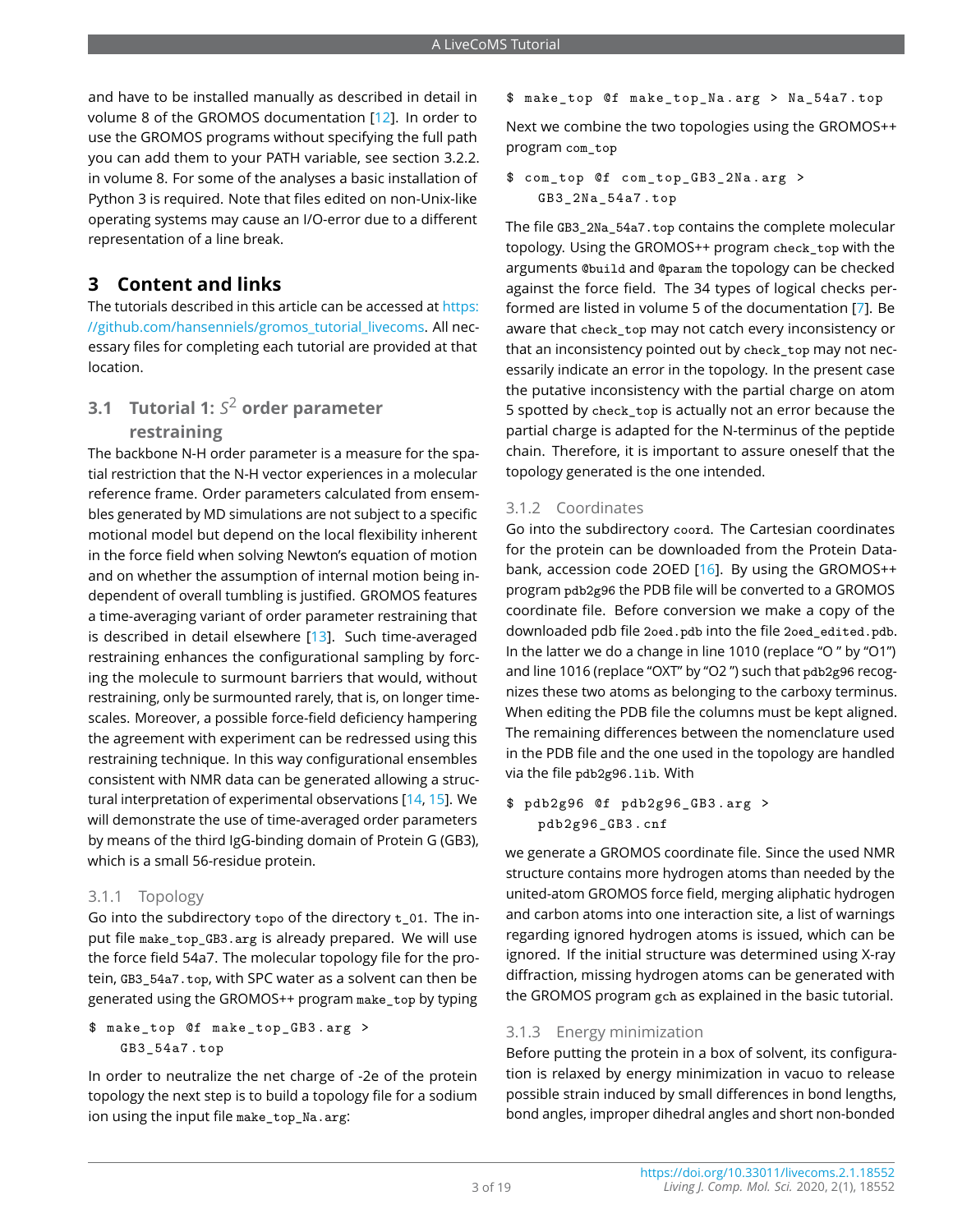and have to be installed manually as described in detail in volume 8 of the GROMOS documentation [12]. In order to use the GROMOS programs without specifying the full path you can add them to your PATH variable, see section 3.2.2. in volume 8. For some of the analyses a basic installation of Python 3 is required. Note that files edited on non-Unix-like operating systems may cause an I/O-error due to a different representation of a line break.

## 3 Content and links

The tutorials described in this article can be accessed at https://github.com/hansenniels/gromos_tutorial_livecoms. All necessary files for completing each tutorial are provided at that location.

### 3.1 Tutorial 1: $S^2$ order parameter restraining

The backbone N-H order parameter is a measure for the spatial restriction that the N-H vector experiences in a molecular reference frame. Order parameters calculated from ensembles generated by MD simulations are not subject to a specific motional model but depend on the local flexibility inherent in the force field when solving Newton's equation of motion and on whether the assumption of internal motion being independent of overall tumbling is justified. GROMOS features a time-averaging variant of order parameter restraining that is described in detail elsewhere [13]. Such time-averaged restraining enhances the configurational sampling by forcing the molecule to surmount barriers that would, without restraining, only be surmounted rarely, that is, on longer timescales. Moreover, a possible force-field deficiency hampering the agreement with experiment can be redressed using this restraining technique. In this way configurational ensembles consistent with NMR data can be generated allowing a structural interpretation of experimental observations [14, 15]. We will demonstrate the use of time-averaged order parameters by means of the third IgG-binding domain of Protein G (GB3), which is a small 56-residue protein.

#### 3.1.1 Topology

Go into the subdirectory `topo` of the directory `t_01`. The input file `make_top_GB3.arg` is already prepared. We will use the force field 54a7. The molecular topology file for the protein, `GB3_54a7.top`, with SPC water as a solvent can then be generated using the GROMOS++ program `make_top` by typing

```
$ make_top @f make_top_GB3.arg >
    GB3_54a7.top
```

In order to neutralize the net charge of -2e of the protein topology the next step is to build a topology file for a sodium ion using the input file `make_top_Na.arg`:

```
$ make_top @f make_top_Na.arg > Na_54a7.top
```

Next we combine the two topologies using the GROMOS++ program `com_top`

```
$ com_top @f com_top_GB3_2Na.arg >
    GB3_2Na_54a7.top
```

The file `GB3_2Na_54a7.top` contains the complete molecular topology. Using the GROMOS++ program `check_top` with the arguments `@build` and `@param` the topology can be checked against the force field. The 34 types of logical checks performed are listed in volume 5 of the documentation [7]. Be aware that `check_top` may not catch every inconsistency or that an inconsistency pointed out by `check_top` may not necessarily indicate an error in the topology. In the present case the putative inconsistency with the partial charge on atom 5 spotted by `check_top` is actually not an error because the partial charge is adapted for the N-terminus of the peptide chain. Therefore, it is important to assure oneself that the topology generated is the one intended.

#### 3.1.2 Coordinates

Go into the subdirectory `coord`. The Cartesian coordinates for the protein can be downloaded from the Protein Databank, accession code 2OED [16]. By using the GROMOS++ program `pdb2g96` the PDB file will be converted to a GROMOS coordinate file. Before conversion we make a copy of the downloaded pdb file `2oed.pdb` into the file `2oed_edited.pdb`. In the latter we do a change in line 1010 (replace "O " by "O1") and line 1016 (replace "OXT" by "O2 ") such that `pdb2g96` recognizes these two atoms as belonging to the carboxy terminus. When editing the PDB file the columns must be kept aligned. The remaining differences between the nomenclature used in the PDB file and the one used in the topology are handled via the file `pdb2g96.lib`. With

```
$ pdb2g96 @f pdb2g96_GB3.arg >
    pdb2g96_GB3.cnf
```

we generate a GROMOS coordinate file. Since the used NMR structure contains more hydrogen atoms than needed by the united-atom GROMOS force field, merging aliphatic hydrogen and carbon atoms into one interaction site, a list of warnings regarding ignored hydrogen atoms is issued, which can be ignored. If the initial structure was determined using X-ray diffraction, missing hydrogen atoms can be generated with the GROMOS program `gch` as explained in the basic tutorial.

#### 3.1.3 Energy minimization

Before putting the protein in a box of solvent, its configuration is relaxed by energy minimization in vacuo to release possible strain induced by small differences in bond lengths, bond angles, improper dihedral angles and short non-bonded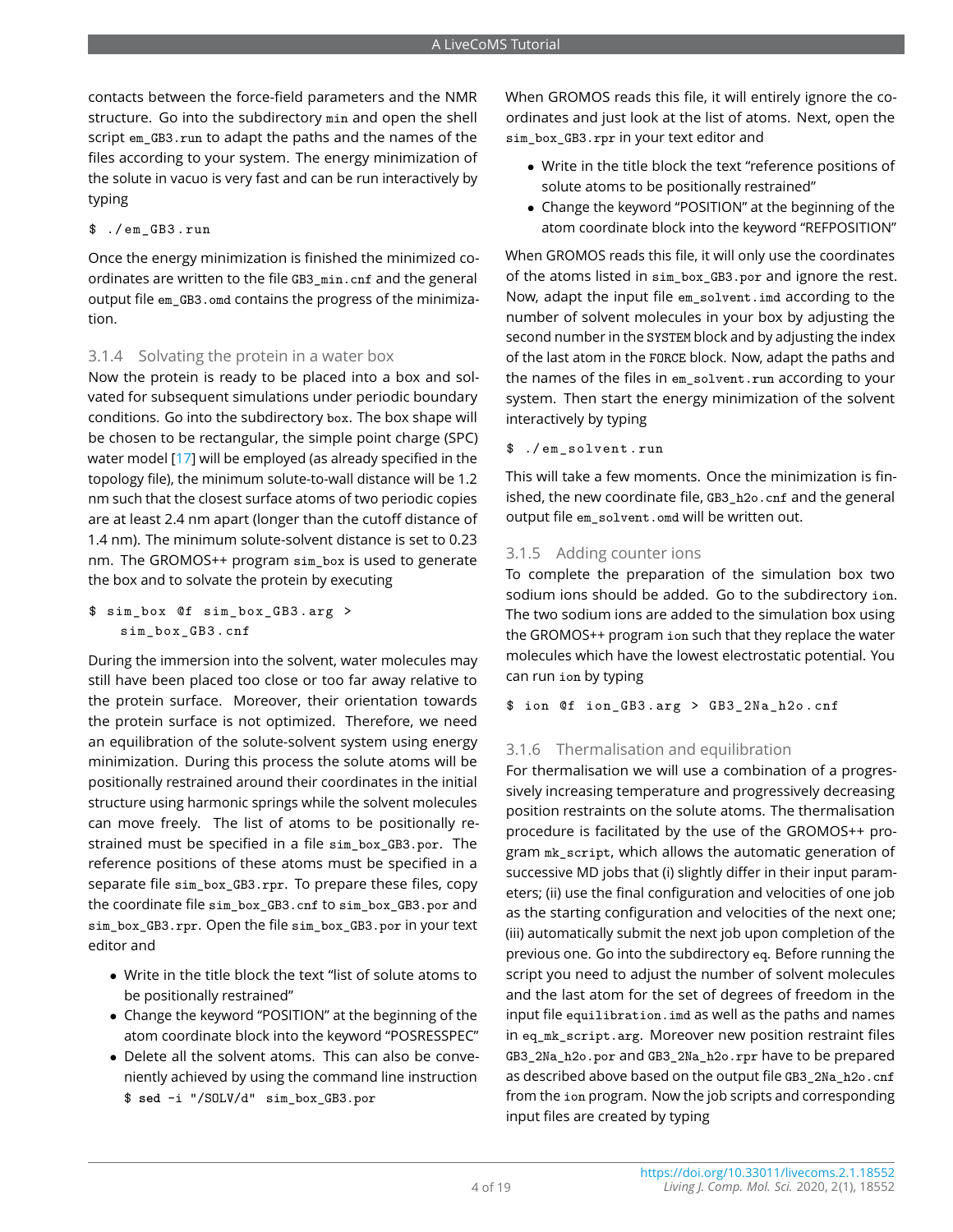contacts between the force-field parameters and the NMR structure. Go into the subdirectory min and open the shell script em_GB3.run to adapt the paths and the names of the files according to your system. The energy minimization of the solute in vacuo is very fast and can be run interactively by typing

```
$ ./em_GB3.run
```

Once the energy minimization is finished the minimized coordinates are written to the file GB3_min.cnf and the general output file em_GB3.omd contains the progress of the minimization.

### 3.1.4 Solvating the protein in a water box

Now the protein is ready to be placed into a box and solvated for subsequent simulations under periodic boundary conditions. Go into the subdirectory box. The box shape will be chosen to be rectangular, the simple point charge (SPC) water model [17] will be employed (as already specified in the topology file), the minimum solute-to-wall distance will be 1.2 nm such that the closest surface atoms of two periodic copies are at least 2.4 nm apart (longer than the cutoff distance of 1.4 nm). The minimum solute-solvent distance is set to 0.23 nm. The GROMOS++ program sim_box is used to generate the box and to solvate the protein by executing

```
$ sim_box @f sim_box_GB3.arg >
    sim_box_GB3.cnf
```

During the immersion into the solvent, water molecules may still have been placed too close or too far away relative to the protein surface. Moreover, their orientation towards the protein surface is not optimized. Therefore, we need an equilibration of the solute-solvent system using energy minimization. During this process the solute atoms will be positionally restrained around their coordinates in the initial structure using harmonic springs while the solvent molecules can move freely. The list of atoms to be positionally restrained must be specified in a file sim_box_GB3.por. The reference positions of these atoms must be specified in a separate file sim_box_GB3.rpr. To prepare these files, copy the coordinate file sim_box_GB3.cnf to sim_box_GB3.por and sim_box_GB3.rpr. Open the file sim_box_GB3.por in your text editor and

- Write in the title block the text "list of solute atoms to be positionally restrained"
- Change the keyword "POSITION" at the beginning of the atom coordinate block into the keyword "POSRESSPEC"
- Delete all the solvent atoms. This can also be conveniently achieved by using the command line instruction `$ sed -i "/SOLV/d" sim_box_GB3.por`

When GROMOS reads this file, it will entirely ignore the coordinates and just look at the list of atoms. Next, open the sim_box_GB3.rpr in your text editor and

- Write in the title block the text "reference positions of solute atoms to be positionally restrained"
- Change the keyword "POSITION" at the beginning of the atom coordinate block into the keyword "REFPOSITION"

When GROMOS reads this file, it will only use the coordinates of the atoms listed in sim_box_GB3.por and ignore the rest. Now, adapt the input file em_solvent.imd according to the number of solvent molecules in your box by adjusting the second number in the SYSTEM block and by adjusting the index of the last atom in the FORCE block. Now, adapt the paths and the names of the files in em_solvent.run according to your system. Then start the energy minimization of the solvent interactively by typing

```
$ ./em_solvent.run
```

This will take a few moments. Once the minimization is finished, the new coordinate file, GB3_h2o.cnf and the general output file em_solvent.omd will be written out.

### 3.1.5 Adding counter ions

To complete the preparation of the simulation box two sodium ions should be added. Go to the subdirectory ion. The two sodium ions are added to the simulation box using the GROMOS++ program ion such that they replace the water molecules which have the lowest electrostatic potential. You can run ion by typing

```
$ ion @f ion_GB3.arg > GB3_2Na_h2o.cnf
```

### 3.1.6 Thermalisation and equilibration

For thermalisation we will use a combination of a progressively increasing temperature and progressively decreasing position restraints on the solute atoms. The thermalisation procedure is facilitated by the use of the GROMOS++ program mk_script, which allows the automatic generation of successive MD jobs that (i) slightly differ in their input parameters; (ii) use the final configuration and velocities of one job as the starting configuration and velocities of the next one; (iii) automatically submit the next job upon completion of the previous one. Go into the subdirectory eq. Before running the script you need to adjust the number of solvent molecules and the last atom for the set of degrees of freedom in the input file equilibration.imd as well as the paths and names in eq_mk_script.arg. Moreover new position restraint files GB3_2Na_h2o.por and GB3_2Na_h2o.rpr have to be prepared as described above based on the output file GB3_2Na_h2o.cnf from the ion program. Now the job scripts and corresponding input files are created by typing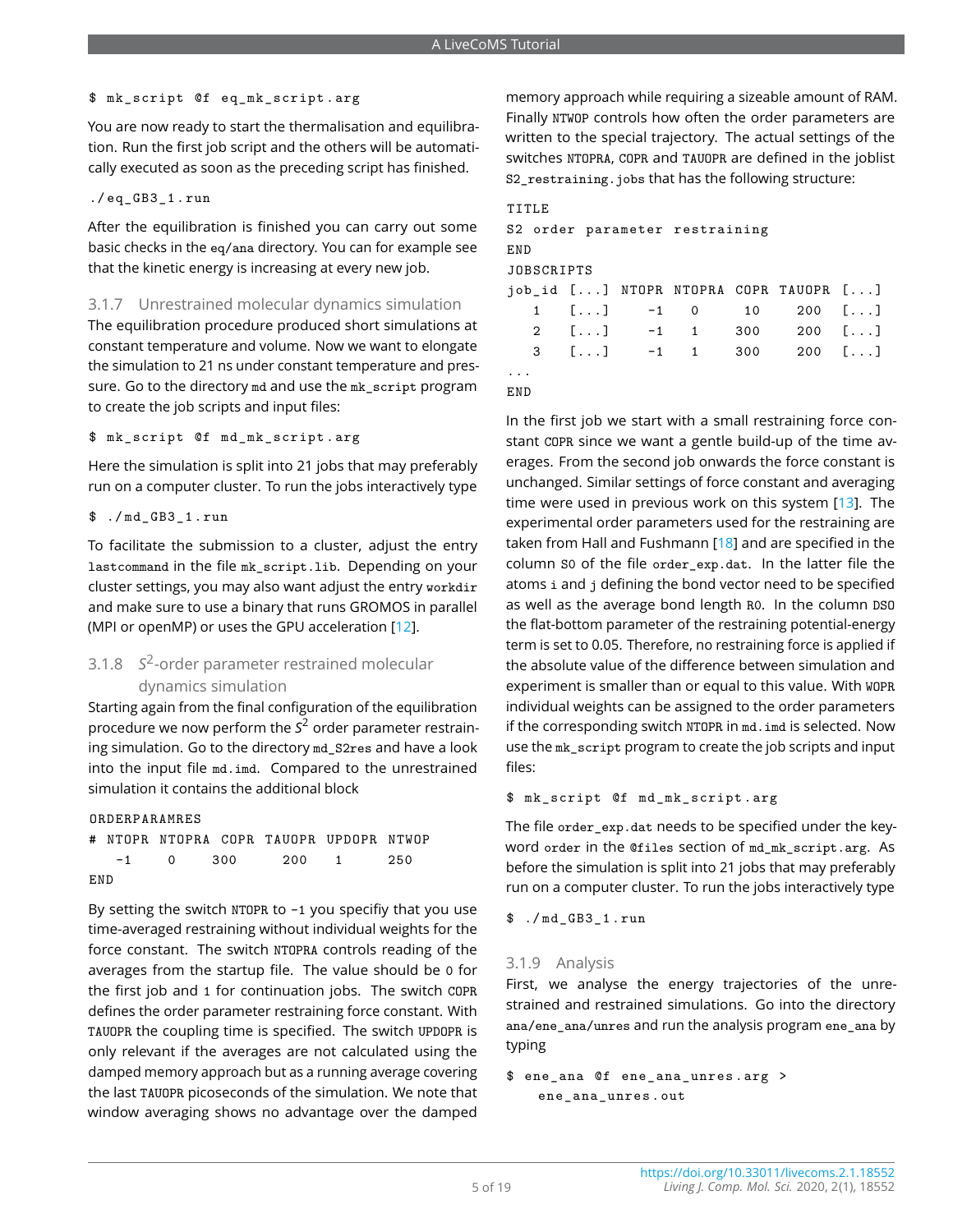```
$ mk_script @f eq_mk_script.arg
```

You are now ready to start the thermalisation and equilibration. Run the first job script and the others will be automatically executed as soon as the preceding script has finished.

```
./eq_GB3_1.run
```

After the equilibration is finished you can carry out some basic checks in the `eq/ana` directory. You can for example see that the kinetic energy is increasing at every new job.

### 3.1.7 Unrestrained molecular dynamics simulation

The equilibration procedure produced short simulations at constant temperature and volume. Now we want to elongate the simulation to 21 ns under constant temperature and pressure. Go to the directory `md` and use the `mk_script` program to create the job scripts and input files:

```
$ mk_script @f md_mk_script.arg
```

Here the simulation is split into 21 jobs that may preferably run on a computer cluster. To run the jobs interactively type

```
$ ./md_GB3_1.run
```

To facilitate the submission to a cluster, adjust the entry `lastcommand` in the file `mk_script.lib`. Depending on your cluster settings, you may also want adjust the entry `workdir` and make sure to use a binary that runs GROMOS in parallel (MPI or openMP) or uses the GPU acceleration [12].

### 3.1.8 $S^2$-order parameter restrained molecular dynamics simulation

Starting again from the final configuration of the equilibration procedure we now perform the $S^2$ order parameter restraining simulation. Go to the directory `md_S2res` and have a look into the input file `md.imd`. Compared to the unrestrained simulation it contains the additional block

```
ORDERPARAMRES
# NTOPR NTOPRA COPR TAUOPR UPDOPR NTWOP
   -1     0     300    200    1     250
END
```

By setting the switch `NTOPR` to `-1` you specifiy that you use time-averaged restraining without individual weights for the force constant. The switch `NTOPRA` controls reading of the averages from the startup file. The value should be `0` for the first job and `1` for continuation jobs. The switch `COPR` defines the order parameter restraining force constant. With `TAUOPR` the coupling time is specified. The switch `UPDOPR` is only relevant if the averages are not calculated using the damped memory approach but as a running average covering the last `TAUOPR` picoseconds of the simulation. We note that window averaging shows no advantage over the damped memory approach while requiring a sizeable amount of RAM. Finally `NTWOP` controls how often the order parameters are written to the special trajectory. The actual settings of the switches `NTOPRA`, `COPR` and `TAUOPR` are defined in the joblist `S2_restraining.jobs` that has the following structure:

```
TITLE
S2 order parameter restraining
END
JOBSCRIPTS
job_id [...] NTOPR NTOPRA COPR TAUOPR [...]
   1   [...]   -1    0     10    200   [...]
   2   [...]   -1    1    300    200   [...]
   3   [...]   -1    1    300    200   [...]
...
END
```

In the first job we start with a small restraining force constant `COPR` since we want a gentle build-up of the time averages. From the second job onwards the force constant is unchanged. Similar settings of force constant and averaging time were used in previous work on this system [13]. The experimental order parameters used for the restraining are taken from Hall and Fushmann [18] and are specified in the column `S0` of the file `order_exp.dat`. In the latter file the atoms `i` and `j` defining the bond vector need to be specified as well as the average bond length `R0`. In the column `DS0` the flat-bottom parameter of the restraining potential-energy term is set to 0.05. Therefore, no restraining force is applied if the absolute value of the difference between simulation and experiment is smaller than or equal to this value. With `WOPR` individual weights can be assigned to the order parameters if the corresponding switch `NTOPR` in `md.imd` is selected. Now use the `mk_script` program to create the job scripts and input files:

```
$ mk_script @f md_mk_script.arg
```

The file `order_exp.dat` needs to be specified under the keyword `order` in the `@files` section of `md_mk_script.arg`. As before the simulation is split into 21 jobs that may preferably run on a computer cluster. To run the jobs interactively type

```
$ ./md_GB3_1.run
```

### 3.1.9 Analysis

First, we analyse the energy trajectories of the unrestrained and restrained simulations. Go into the directory `ana/ene_ana/unres` and run the analysis program `ene_ana` by typing

```
$ ene_ana @f ene_ana_unres.arg >
    ene_ana_unres.out
```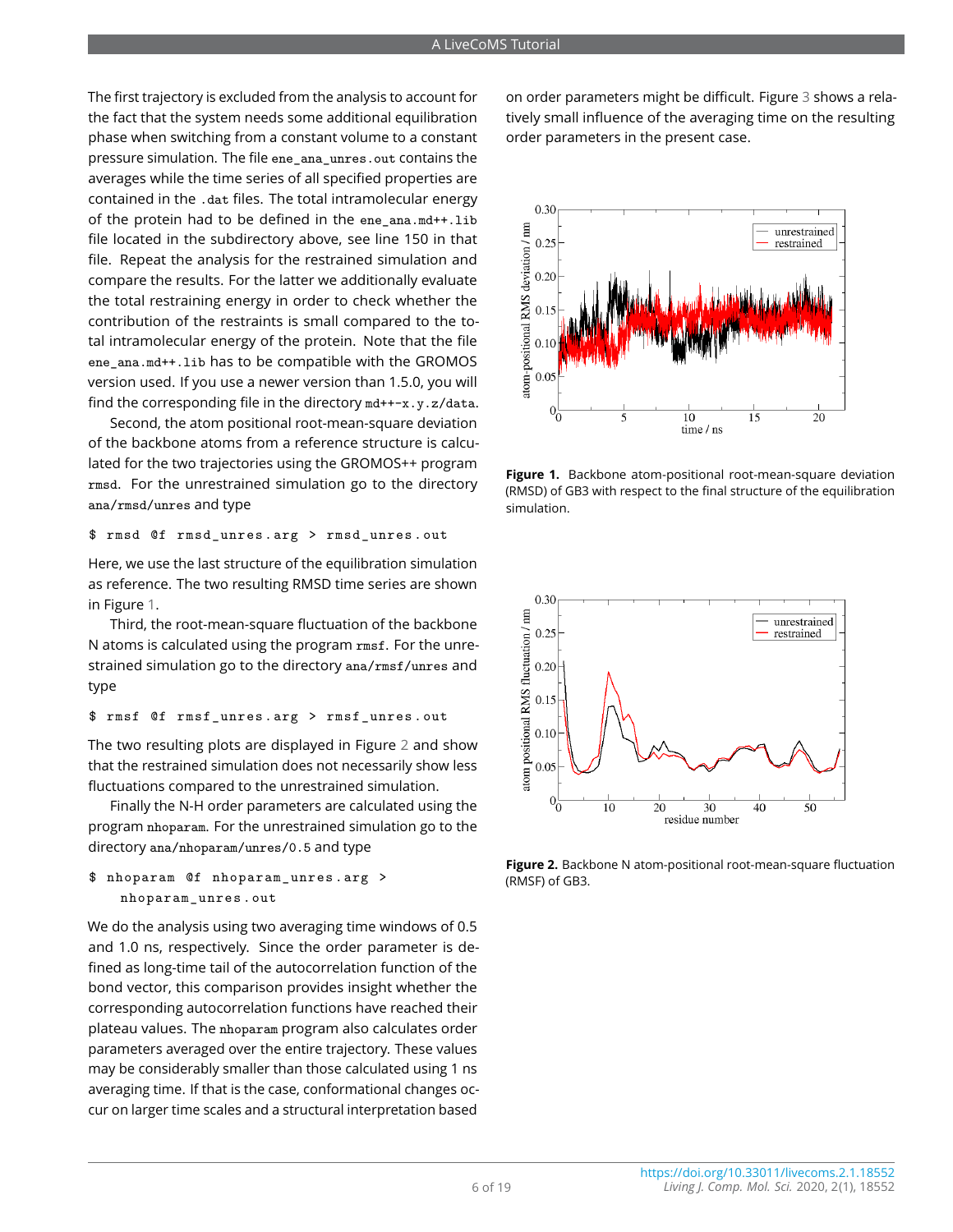The first trajectory is excluded from the analysis to account for the fact that the system needs some additional equilibration phase when switching from a constant volume to a constant pressure simulation. The file `ene_ana_unres.out` contains the averages while the time series of all specified properties are contained in the `.dat` files. The total intramolecular energy of the protein had to be defined in the `ene_ana.md++.lib` file located in the subdirectory above, see line 150 in that file. Repeat the analysis for the restrained simulation and compare the results. For the latter we additionally evaluate the total restraining energy in order to check whether the contribution of the restraints is small compared to the total intramolecular energy of the protein. Note that the file `ene_ana.md++.lib` has to be compatible with the GROMOS version used. If you use a newer version than 1.5.0, you will find the corresponding file in the directory `md++-x.y.z/data`.

Second, the atom positional root-mean-square deviation of the backbone atoms from a reference structure is calculated for the two trajectories using the GROMOS++ program `rmsd`. For the unrestrained simulation go to the directory `ana/rmsd/unres` and type

```
$ rmsd @f rmsd_unres.arg > rmsd_unres.out
```

Here, we use the last structure of the equilibration simulation as reference. The two resulting RMSD time series are shown in Figure 1.

Third, the root-mean-square fluctuation of the backbone N atoms is calculated using the program `rmsf`. For the unrestrained simulation go to the directory `ana/rmsf/unres` and type

```
$ rmsf @f rmsf_unres.arg > rmsf_unres.out
```

The two resulting plots are displayed in Figure 2 and show that the restrained simulation does not necessarily show less fluctuations compared to the unrestrained simulation.

Finally the N-H order parameters are calculated using the program `nhoparam`. For the unrestrained simulation go to the directory `ana/nhoparam/unres/0.5` and type

```
$ nhoparam @f nhoparam_unres.arg >
    nhoparam_unres.out
```

We do the analysis using two averaging time windows of 0.5 and 1.0 ns, respectively. Since the order parameter is defined as long-time tail of the autocorrelation function of the bond vector, this comparison provides insight whether the corresponding autocorrelation functions have reached their plateau values. The `nhoparam` program also calculates order parameters averaged over the entire trajectory. These values may be considerably smaller than those calculated using 1 ns averaging time. If that is the case, conformational changes occur on larger time scales and a structural interpretation based on order parameters might be difficult. Figure 3 shows a relatively small influence of the averaging time on the resulting order parameters in the present case.

**Figure 1.** Backbone atom-positional root-mean-square deviation (RMSD) of GB3 with respect to the final structure of the equilibration simulation.

**Figure 2.** Backbone N atom-positional root-mean-square fluctuation (RMSF) of GB3.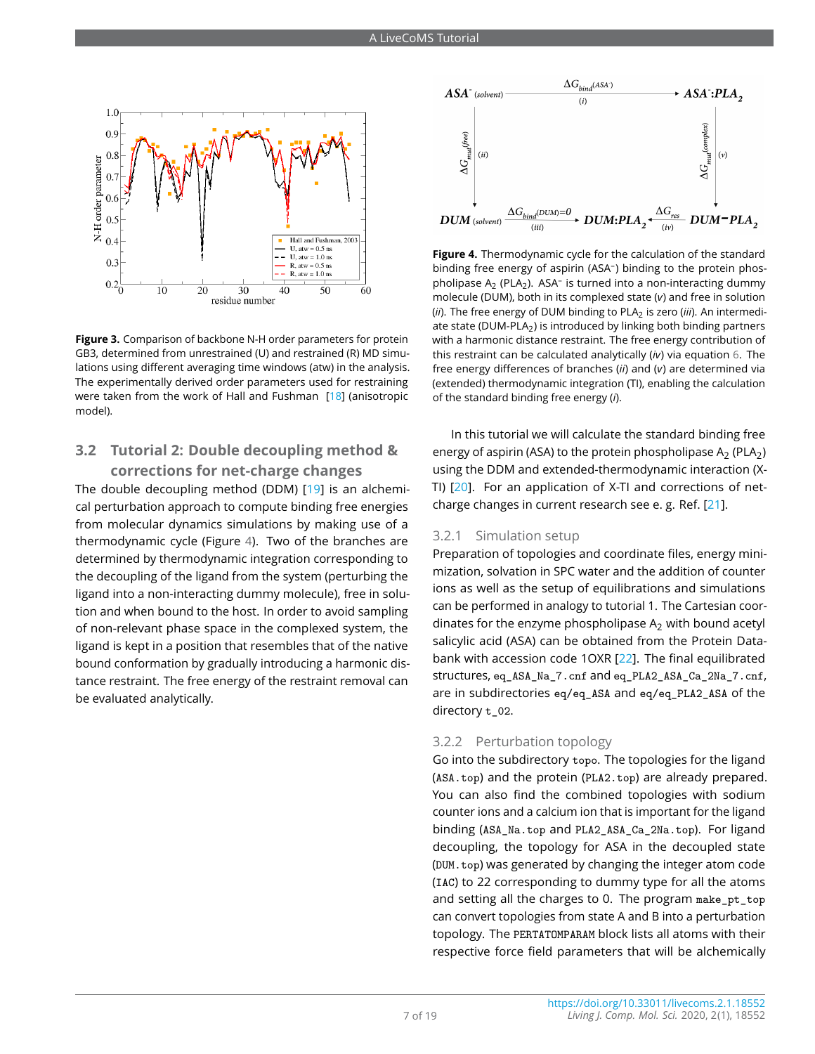**Figure 3.** Comparison of backbone N-H order parameters for protein GB3, determined from unrestrained (U) and restrained (R) MD simulations using different averaging time windows (atw) in the analysis. The experimentally derived order parameters used for restraining were taken from the work of Hall and Fushman [18] (anisotropic model).

## 3.2 Tutorial 2: Double decoupling method & corrections for net-charge changes

The double decoupling method (DDM) [19] is an alchemical perturbation approach to compute binding free energies from molecular dynamics simulations by making use of a thermodynamic cycle (Figure 4). Two of the branches are determined by thermodynamic integration corresponding to the decoupling of the ligand from the system (perturbing the ligand into a non-interacting dummy molecule), free in solution and when bound to the host. In order to avoid sampling of non-relevant phase space in the complexed system, the ligand is kept in a position that resembles that of the native bound conformation by gradually introducing a harmonic distance restraint. The free energy of the restraint removal can be evaluated analytically.

**Figure 4.** Thermodynamic cycle for the calculation of the standard binding free energy of aspirin ($ASA^-$) binding to the protein phospholipase $A_2$ ($PLA_2$). $ASA^-$ is turned into a non-interacting dummy molecule (DUM), both in its complexed state (*v*) and free in solution (*ii*). The free energy of DUM binding to $PLA_2$ is zero (*iii*). An intermediate state ($DUM\text{-}PLA_2$) is introduced by linking both binding partners with a harmonic distance restraint. The free energy contribution of this restraint can be calculated analytically (*iv*) via equation 6. The free energy differences of branches (*ii*) and (*v*) are determined via (extended) thermodynamic integration (TI), enabling the calculation of the standard binding free energy (*i*).

In this tutorial we will calculate the standard binding free energy of aspirin (ASA) to the protein phospholipase $A_2$ ($PLA_2$) using the DDM and extended-thermodynamic interaction (X-TI) [20]. For an application of X-TI and corrections of net-charge changes in current research see e. g. Ref. [21].

### 3.2.1 Simulation setup

Preparation of topologies and coordinate files, energy minimization, solvation in SPC water and the addition of counter ions as well as the setup of equilibrations and simulations can be performed in analogy to tutorial 1. The Cartesian coordinates for the enzyme phospholipase $A_2$ with bound acetyl salicylic acid (ASA) can be obtained from the Protein Databank with accession code 1OXR [22]. The final equilibrated structures, `eq_ASA_Na_7.cnf` and `eq_PLA2_ASA_Ca_2Na_7.cnf`, are in subdirectories `eq/eq_ASA` and `eq/eq_PLA2_ASA` of the directory `t_02`.

### 3.2.2 Perturbation topology

Go into the subdirectory `topo`. The topologies for the ligand (`ASA.top`) and the protein (`PLA2.top`) are already prepared. You can also find the combined topologies with sodium counter ions and a calcium ion that is important for the ligand binding (`ASA_Na.top` and `PLA2_ASA_Ca_2Na.top`). For ligand decoupling, the topology for ASA in the decoupled state (`DUM.top`) was generated by changing the integer atom code (`IAC`) to 22 corresponding to dummy type for all the atoms and setting all the charges to 0. The program `make_pt_top` can convert topologies from state A and B into a perturbation topology. The `PERTATOMPARAM` block lists all atoms with their respective force field parameters that will be alchemically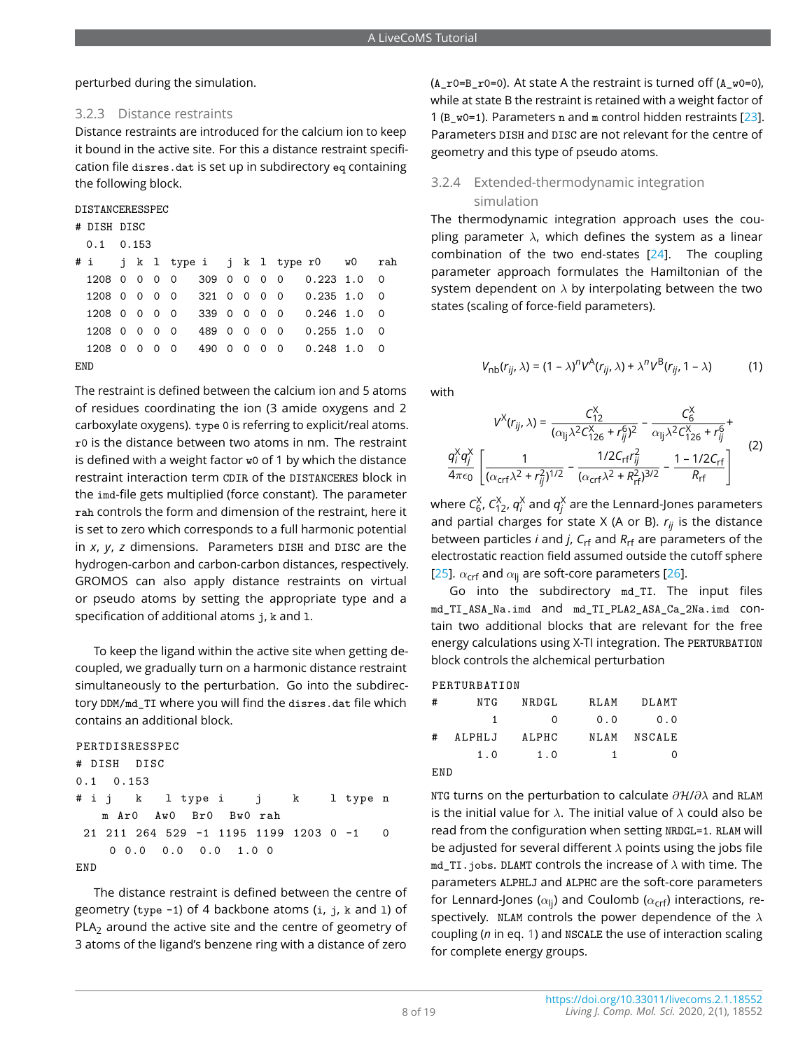perturbed during the simulation.

### 3.2.3 Distance restraints

Distance restraints are introduced for the calcium ion to keep it bound in the active site. For this a distance restraint specification file `disres.dat` is set up in subdirectory `eq` containing the following block.

```
DISTANCERESSPEC
# DISH DISC
  0.1  0.153
# i    j  k  l  type i    j  k  l  type r0    w0    rah
  1208 0  0  0  0    309  0  0  0  0    0.223 1.0   0
  1208 0  0  0  0    321  0  0  0  0    0.235 1.0   0
  1208 0  0  0  0    339  0  0  0  0    0.246 1.0   0
  1208 0  0  0  0    489  0  0  0  0    0.255 1.0   0
  1208 0  0  0  0    490  0  0  0  0    0.248 1.0   0
END
```

The restraint is defined between the calcium ion and 5 atoms of residues coordinating the ion (3 amide oxygens and 2 carboxylate oxygens). `type 0` is referring to explicit/real atoms. `r0` is the distance between two atoms in nm. The restraint is defined with a weight factor `w0` of 1 by which the distance restraint interaction term `CDIR` of the `DISTANCERES` block in the `imd`-file gets multiplied (force constant). The parameter `rah` controls the form and dimension of the restraint, here it is set to zero which corresponds to a full harmonic potential in $x$, $y$, $z$ dimensions. Parameters `DISH` and `DISC` are the hydrogen-carbon and carbon-carbon distances, respectively. GROMOS can also apply distance restraints on virtual or pseudo atoms by setting the appropriate type and a specification of additional atoms `j`, `k` and `l`.

To keep the ligand within the active site when getting decoupled, we gradually turn on a harmonic distance restraint simultaneously to the perturbation. Go into the subdirectory `DDM/md_TI` where you will find the `disres.dat` file which contains an additional block.

```
PERTDISRESSPEC
# DISH   DISC
0.1   0.153
# i j    k    l type i     j     k     l type n
    m  Ar0   Aw0   Br0   Bw0 rah
 21 211 264 529 -1 1195 1199 1203 0 -1    0
     0 0.0   0.0   0.0   1.0 0
END
```

The distance restraint is defined between the centre of geometry (`type -1`) of 4 backbone atoms (`i`, `j`, `k` and `l`) of $PLA_2$ around the active site and the centre of geometry of 3 atoms of the ligand's benzene ring with a distance of zero (`A_r0=B_r0=0`). At state A the restraint is turned off (`A_w0=0`), while at state B the restraint is retained with a weight factor of 1 (`B_w0=1`). Parameters `n` and `m` control hidden restraints [23]. Parameters `DISH` and `DISC` are not relevant for the centre of geometry and this type of pseudo atoms.

### 3.2.4 Extended-thermodynamic integration simulation

The thermodynamic integration approach uses the coupling parameter $\lambda$, which defines the system as a linear combination of the two end-states [24]. The coupling parameter approach formulates the Hamiltonian of the system dependent on $\lambda$ by interpolating between the two states (scaling of force-field parameters).

$$V_{\text{nb}}(r_{ij}, \lambda) = (1-\lambda)^n V^{\text{A}}(r_{ij}, \lambda) + \lambda^n V^{\text{B}}(r_{ij}, 1-\lambda) \tag{1}$$

with

$$V^{\text{X}}(r_{ij}, \lambda) = \frac{C_{12}^{\text{X}}}{(\alpha_{\text{lj}}\lambda^2 C_{126}^{\text{X}} + r_{ij}^6)^2} - \frac{C_6^{\text{X}}}{\alpha_{\text{lj}}\lambda^2 C_{126}^{\text{X}} + r_{ij}^6} + \frac{q_i^{\text{X}} q_j^{\text{X}}}{4\pi\epsilon_0}\left[\frac{1}{(\alpha_{\text{crf}}\lambda^2 + r_{ij}^2)^{1/2}} - \frac{1/2 C_{\text{rf}} r_{ij}^2}{(\alpha_{\text{crf}}\lambda^2 + R_{\text{rf}}^2)^{3/2}} - \frac{1 - 1/2 C_{\text{rf}}}{R_{\text{rf}}}\right] \tag{2}$$

where $C_6^{\text{X}}$, $C_{12}^{\text{X}}$, $q_i^{\text{X}}$ and $q_j^{\text{X}}$ are the Lennard-Jones parameters and partial charges for state X (A or B). $r_{ij}$ is the distance between particles $i$ and $j$, $C_{\text{rf}}$ and $R_{\text{rf}}$ are parameters of the electrostatic reaction field assumed outside the cutoff sphere [25]. $\alpha_{\text{crf}}$ and $\alpha_{\text{lj}}$ are soft-core parameters [26].

Go into the subdirectory `md_TI`. The input files `md_TI_ASA_Na.imd` and `md_TI_PLA2_ASA_Ca_2Na.imd` contain two additional blocks that are relevant for the free energy calculations using X-TI integration. The `PERTURBATION` block controls the alchemical perturbation

```
PERTURBATION
#       NTG    NRDGL     RLAM    DLAMT
          1        0      0.0      0.0
#   ALPHLJ     ALPHC     NLAM   NSCALE
       1.0       1.0        1        0
END
```

`NTG` turns on the perturbation to calculate $\partial\mathcal{H}/\partial\lambda$ and `RLAM` is the initial value for $\lambda$. The initial value of $\lambda$ could also be read from the configuration when setting `NRDGL=1`. `RLAM` will be adjusted for several different $\lambda$ points using the jobs file `md_TI.jobs`. `DLAMT` controls the increase of $\lambda$ with time. The parameters `ALPHLJ` and `ALPHC` are the soft-core parameters for Lennard-Jones ($\alpha_{\text{lj}}$) and Coulomb ($\alpha_{\text{crf}}$) interactions, respectively. `NLAM` controls the power dependence of the $\lambda$ coupling ($n$ in eq. 1) and `NSCALE` the use of interaction scaling for complete energy groups.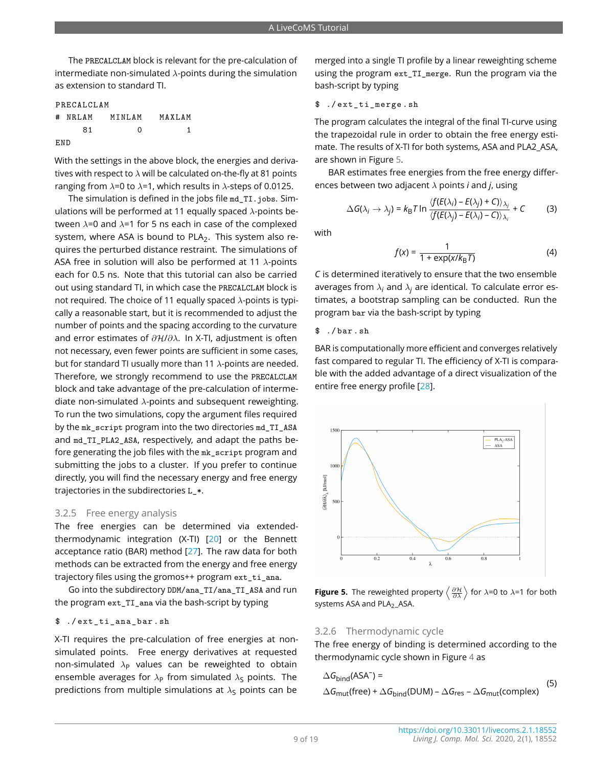The PRECALCLAM block is relevant for the pre-calculation of intermediate non-simulated $\lambda$-points during the simulation as extension to standard TI.

```
PRECALCLAM
# NRLAM    MINLAM    MAXLAM
     81         0         1
END
```

With the settings in the above block, the energies and derivatives with respect to $\lambda$ will be calculated on-the-fly at 81 points ranging from $\lambda$=0 to $\lambda$=1, which results in $\lambda$-steps of 0.0125.

The simulation is defined in the jobs file md_TI.jobs. Simulations will be performed at 11 equally spaced $\lambda$-points between $\lambda$=0 and $\lambda$=1 for 5 ns each in case of the complexed system, where ASA is bound to $PLA_2$. This system also requires the perturbed distance restraint. The simulations of ASA free in solution will also be performed at 11 $\lambda$-points each for 0.5 ns. Note that this tutorial can also be carried out using standard TI, in which case the PRECALCLAM block is not required. The choice of 11 equally spaced $\lambda$-points is typically a reasonable start, but it is recommended to adjust the number of points and the spacing according to the curvature and error estimates of $\partial\mathcal{H}/\partial\lambda$. In X-TI, adjustment is often not necessary, even fewer points are sufficient in some cases, but for standard TI usually more than 11 $\lambda$-points are needed. Therefore, we strongly recommend to use the PRECALCLAM block and take advantage of the pre-calculation of intermediate non-simulated $\lambda$-points and subsequent reweighting. To run the two simulations, copy the argument files required by the mk_script program into the two directories md_TI_ASA and md_TI_PLA2_ASA, respectively, and adapt the paths before generating the job files with the mk_script program and submitting the jobs to a cluster. If you prefer to continue directly, you will find the necessary energy and free energy trajectories in the subdirectories L_*.

### 3.2.5 Free energy analysis

The free energies can be determined via extended-thermodynamic integration (X-TI) [20] or the Bennett acceptance ratio (BAR) method [27]. The raw data for both methods can be extracted from the energy and free energy trajectory files using the gromos++ program ext_ti_ana.

Go into the subdirectory DDM/ana_TI/ana_TI_ASA and run the program ext_TI_ana via the bash-script by typing

```
$ ./ext_ti_ana_bar.sh
```

X-TI requires the pre-calculation of free energies at non-simulated points. Free energy derivatives at requested non-simulated $\lambda_P$ values can be reweighted to obtain ensemble averages for $\lambda_P$ from simulated $\lambda_S$ points. The predictions from multiple simulations at $\lambda_S$ points can be merged into a single TI profile by a linear reweighting scheme using the program ext_TI_merge. Run the program via the bash-script by typing

```
$ ./ext_ti_merge.sh
```

The program calculates the integral of the final TI-curve using the trapezoidal rule in order to obtain the free energy estimate. The results of X-TI for both systems, ASA and PLA2_ASA, are shown in Figure 5.

BAR estimates free energies from the free energy differences between two adjacent $\lambda$ points $i$ and $j$, using

$$\Delta G(\lambda_i \rightarrow \lambda_j) = k_B T \ln \frac{\langle f(E(\lambda_i) - E(\lambda_j) + C) \rangle_{\lambda_j}}{\langle f(E(\lambda_j) - E(\lambda_i) - C) \rangle_{\lambda_i}} + C \quad (3)$$

with

$$f(x) = \frac{1}{1 + \exp(x/k_B T)} \quad (4)$$

$C$ is determined iteratively to ensure that the two ensemble averages from $\lambda_i$ and $\lambda_j$ are identical. To calculate error estimates, a bootstrap sampling can be conducted. Run the program bar via the bash-script by typing

```
$ ./bar.sh
```

BAR is computationally more efficient and converges relatively fast compared to regular TI. The efficiency of X-TI is comparable with the added advantage of a direct visualization of the entire free energy profile [28].

**Figure 5.** The reweighted property $\left\langle \frac{\partial\mathcal{H}}{\partial\lambda} \right\rangle$ for $\lambda$=0 to $\lambda$=1 for both systems ASA and $PLA_2$_ASA.

### 3.2.6 Thermodynamic cycle

The free energy of binding is determined according to the thermodynamic cycle shown in Figure 4 as

$$\Delta G_{\text{bind}}(\text{ASA}^-) = \Delta G_{\text{mut}}(\text{free}) + \Delta G_{\text{bind}}(\text{DUM}) - \Delta G_{\text{res}} - \Delta G_{\text{mut}}(\text{complex}) \quad (5)$$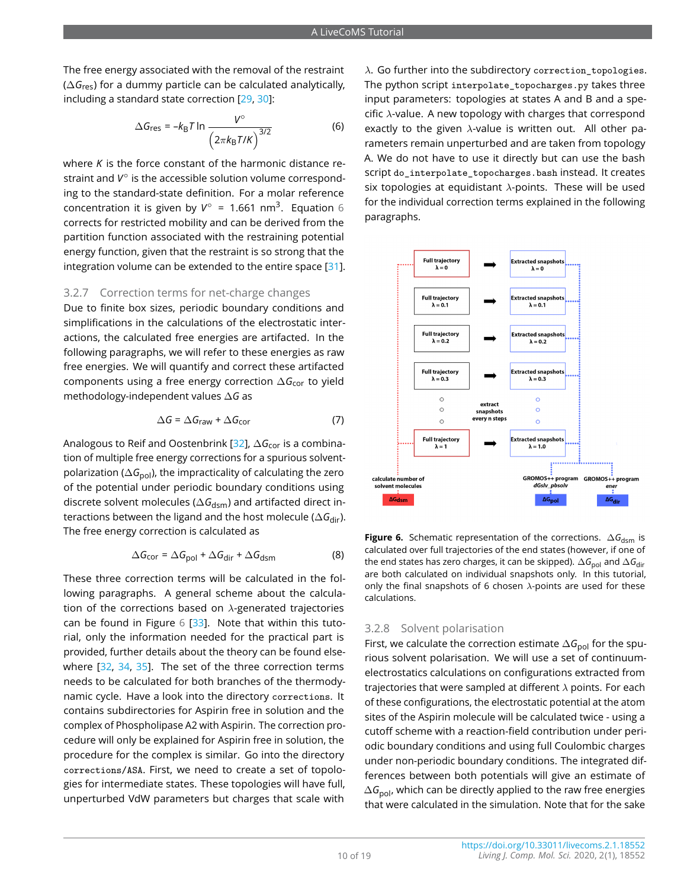The free energy associated with the removal of the restraint ($\Delta G_{res}$) for a dummy particle can be calculated analytically, including a standard state correction [29, 30]:

$$\Delta G_{res} = -k_B T \ln \frac{V^\circ}{\left(2\pi k_B T/K\right)^{3/2}} \tag{6}$$

where $K$ is the force constant of the harmonic distance restraint and $V^\circ$ is the accessible solution volume corresponding to the standard-state definition. For a molar reference concentration it is given by $V^\circ = 1.661\ \text{nm}^3$. Equation 6 corrects for restricted mobility and can be derived from the partition function associated with the restraining potential energy function, given that the restraint is so strong that the integration volume can be extended to the entire space [31].

### 3.2.7 Correction terms for net-charge changes

Due to finite box sizes, periodic boundary conditions and simplifications in the calculations of the electrostatic interactions, the calculated free energies are artifacted. In the following paragraphs, we will refer to these energies as raw free energies. We will quantify and correct these artifacted components using a free energy correction $\Delta G_{cor}$ to yield methodology-independent values $\Delta G$ as

$$\Delta G = \Delta G_{raw} + \Delta G_{cor} \tag{7}$$

Analogous to Reif and Oostenbrink [32], $\Delta G_{cor}$ is a combination of multiple free energy corrections for a spurious solvent-polarization ($\Delta G_{pol}$), the impracticality of calculating the zero of the potential under periodic boundary conditions using discrete solvent molecules ($\Delta G_{dsm}$) and artifacted direct interactions between the ligand and the host molecule ($\Delta G_{dir}$). The free energy correction is calculated as

$$\Delta G_{cor} = \Delta G_{pol} + \Delta G_{dir} + \Delta G_{dsm} \tag{8}$$

These three correction terms will be calculated in the following paragraphs. A general scheme about the calculation of the corrections based on $\lambda$-generated trajectories can be found in Figure 6 [33]. Note that within this tutorial, only the information needed for the practical part is provided, further details about the theory can be found elsewhere [32, 34, 35]. The set of the three correction terms needs to be calculated for both branches of the thermodynamic cycle. Have a look into the directory `corrections`. It contains subdirectories for Aspirin free in solution and the complex of Phospholipase A2 with Aspirin. The correction procedure will only be explained for Aspirin free in solution, the procedure for the complex is similar. Go into the directory `corrections/ASA`. First, we need to create a set of topologies for intermediate states. These topologies will have full, unperturbed VdW parameters but charges that scale with $\lambda$. Go further into the subdirectory `correction_topologies`. The python script `interpolate_topocharges.py` takes three input parameters: topologies at states A and B and a specific $\lambda$-value. A new topology with charges that correspond exactly to the given $\lambda$-value is written out. All other parameters remain unperturbed and are taken from topology A. We do not have to use it directly but can use the bash script `do_interpolate_topocharges.bash` instead. It creates six topologies at equidistant $\lambda$-points. These will be used for the individual correction terms explained in the following paragraphs.

**Figure 6.** Schematic representation of the corrections. $\Delta G_{dsm}$ is calculated over full trajectories of the end states (however, if one of the end states has zero charges, it can be skipped). $\Delta G_{pol}$ and $\Delta G_{dir}$ are both calculated on individual snapshots only. In this tutorial, only the final snapshots of 6 chosen $\lambda$-points are used for these calculations.

### 3.2.8 Solvent polarisation

First, we calculate the correction estimate $\Delta G_{pol}$ for the spurious solvent polarisation. We will use a set of continuum-electrostatics calculations on configurations extracted from trajectories that were sampled at different $\lambda$ points. For each of these configurations, the electrostatic potential at the atom sites of the Aspirin molecule will be calculated twice - using a cutoff scheme with a reaction-field contribution under periodic boundary conditions and using full Coulombic charges under non-periodic boundary conditions. The integrated differences between both potentials will give an estimate of $\Delta G_{pol}$, which can be directly applied to the raw free energies that were calculated in the simulation. Note that for the sake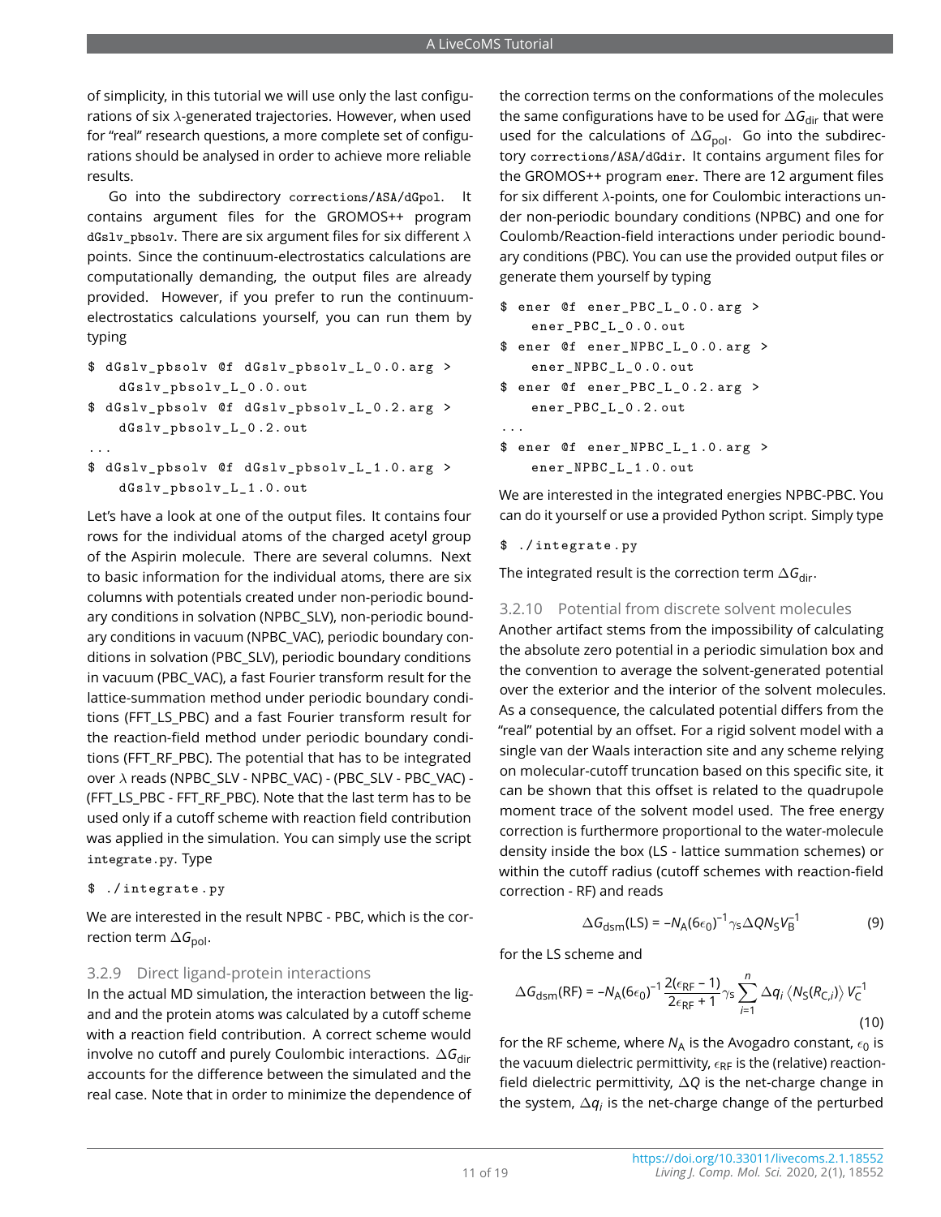of simplicity, in this tutorial we will use only the last configurations of six $\lambda$-generated trajectories. However, when used for "real" research questions, a more complete set of configurations should be analysed in order to achieve more reliable results.

Go into the subdirectory `corrections/ASA/dGpol`. It contains argument files for the GROMOS++ program `dGslv_pbsolv`. There are six argument files for six different $\lambda$ points. Since the continuum-electrostatics calculations are computationally demanding, the output files are already provided. However, if you prefer to run the continuum-electrostatics calculations yourself, you can run them by typing

```
$ dGslv_pbsolv @f dGslv_pbsolv_L_0.0.arg >
    dGslv_pbsolv_L_0.0.out
$ dGslv_pbsolv @f dGslv_pbsolv_L_0.2.arg >
    dGslv_pbsolv_L_0.2.out
...
$ dGslv_pbsolv @f dGslv_pbsolv_L_1.0.arg >
    dGslv_pbsolv_L_1.0.out
```

Let's have a look at one of the output files. It contains four rows for the individual atoms of the charged acetyl group of the Aspirin molecule. There are several columns. Next to basic information for the individual atoms, there are six columns with potentials created under non-periodic boundary conditions in solvation (NPBC_SLV), non-periodic boundary conditions in vacuum (NPBC_VAC), periodic boundary conditions in solvation (PBC_SLV), periodic boundary conditions in vacuum (PBC_VAC), a fast Fourier transform result for the lattice-summation method under periodic boundary conditions (FFT_LS_PBC) and a fast Fourier transform result for the reaction-field method under periodic boundary conditions (FFT_RF_PBC). The potential that has to be integrated over $\lambda$ reads (NPBC_SLV - NPBC_VAC) - (PBC_SLV - PBC_VAC) - (FFT_LS_PBC - FFT_RF_PBC). Note that the last term has to be used only if a cutoff scheme with reaction field contribution was applied in the simulation. You can simply use the script `integrate.py`. Type

```
$ ./integrate.py
```

We are interested in the result NPBC - PBC, which is the correction term $\Delta G_{\mathrm{pol}}$.

### 3.2.9 Direct ligand-protein interactions

In the actual MD simulation, the interaction between the ligand and the protein atoms was calculated by a cutoff scheme with a reaction field contribution. A correct scheme would involve no cutoff and purely Coulombic interactions. $\Delta G_{\mathrm{dir}}$ accounts for the difference between the simulated and the real case. Note that in order to minimize the dependence of the correction terms on the conformations of the molecules the same configurations have to be used for $\Delta G_{\mathrm{dir}}$ that were used for the calculations of $\Delta G_{\mathrm{pol}}$. Go into the subdirectory `corrections/ASA/dGdir`. It contains argument files for the GROMOS++ program `ener`. There are 12 argument files for six different $\lambda$-points, one for Coulombic interactions under non-periodic boundary conditions (NPBC) and one for Coulomb/Reaction-field interactions under periodic boundary conditions (PBC). You can use the provided output files or generate them yourself by typing

```
$ ener @f ener_PBC_L_0.0.arg >
    ener_PBC_L_0.0.out
$ ener @f ener_NPBC_L_0.0.arg >
    ener_NPBC_L_0.0.out
$ ener @f ener_PBC_L_0.2.arg >
    ener_PBC_L_0.2.out
...
$ ener @f ener_NPBC_L_1.0.arg >
    ener_NPBC_L_1.0.out
```

We are interested in the integrated energies NPBC-PBC. You can do it yourself or use a provided Python script. Simply type

```
$ ./integrate.py
```

The integrated result is the correction term $\Delta G_{\mathrm{dir}}$.

### 3.2.10 Potential from discrete solvent molecules

Another artifact stems from the impossibility of calculating the absolute zero potential in a periodic simulation box and the convention to average the solvent-generated potential over the exterior and the interior of the solvent molecules. As a consequence, the calculated potential differs from the "real" potential by an offset. For a rigid solvent model with a single van der Waals interaction site and any scheme relying on molecular-cutoff truncation based on this specific site, it can be shown that this offset is related to the quadrupole moment trace of the solvent model used. The free energy correction is furthermore proportional to the water-molecule density inside the box (LS - lattice summation schemes) or within the cutoff radius (cutoff schemes with reaction-field correction - RF) and reads

$$\Delta G_{\mathrm{dsm}}(\mathrm{LS}) = -N_{\mathrm{A}}(6\epsilon_0)^{-1}\gamma_{\mathrm{S}}\Delta Q N_{\mathrm{S}} V_{\mathrm{B}}^{-1} \tag{9}$$

for the LS scheme and

$$\Delta G_{\mathrm{dsm}}(\mathrm{RF}) = -N_{\mathrm{A}}(6\epsilon_0)^{-1}\frac{2(\epsilon_{\mathrm{RF}}-1)}{2\epsilon_{\mathrm{RF}}+1}\gamma_{\mathrm{S}}\sum_{i=1}^{n}\Delta q_i \left\langle N_{\mathrm{S}}(R_{\mathrm{C},i})\right\rangle V_{\mathrm{C}}^{-1} \tag{10}$$

for the RF scheme, where $N_{\mathrm{A}}$ is the Avogadro constant, $\epsilon_0$ is the vacuum dielectric permittivity, $\epsilon_{\mathrm{RF}}$ is the (relative) reaction-field dielectric permittivity, $\Delta Q$ is the net-charge change in the system, $\Delta q_i$ is the net-charge change of the perturbed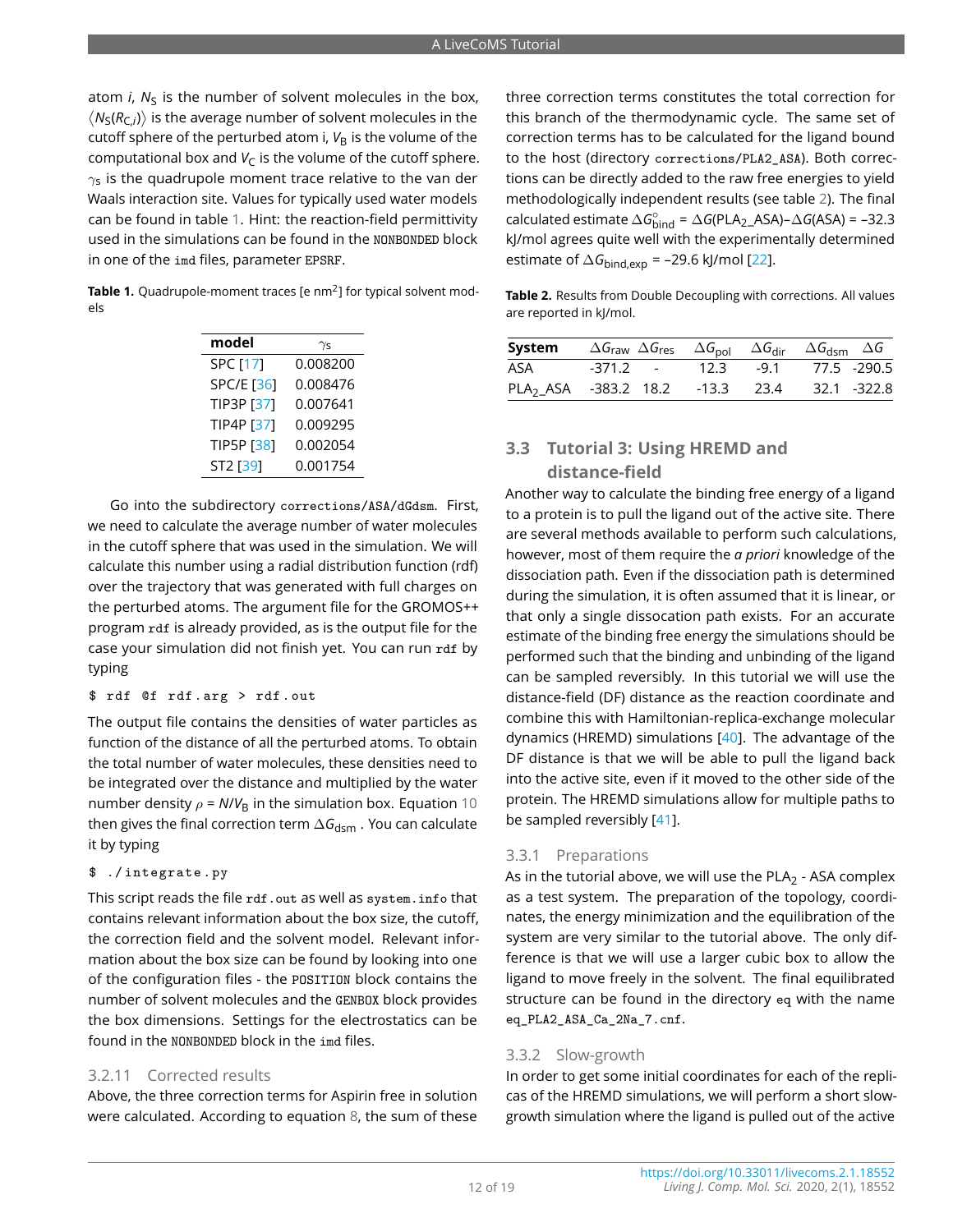atom $i$, $N_S$ is the number of solvent molecules in the box, $\langle N_S(R_{C,i})\rangle$ is the average number of solvent molecules in the cutoff sphere of the perturbed atom i, $V_B$ is the volume of the computational box and $V_C$ is the volume of the cutoff sphere. $\gamma_s$ is the quadrupole moment trace relative to the van der Waals interaction site. Values for typically used water models can be found in table 1. Hint: the reaction-field permittivity used in the simulations can be found in the NONBONDED block in one of the imd files, parameter EPSRF.

**Table 1.** Quadrupole-moment traces [e nm$^2$] for typical solvent models

| model | $\gamma_s$ |
|---|---|
| SPC [17] | 0.008200 |
| SPC/E [36] | 0.008476 |
| TIP3P [37] | 0.007641 |
| TIP4P [37] | 0.009295 |
| TIP5P [38] | 0.002054 |
| ST2 [39] | 0.001754 |

Go into the subdirectory corrections/ASA/dGdsm. First, we need to calculate the average number of water molecules in the cutoff sphere that was used in the simulation. We will calculate this number using a radial distribution function (rdf) over the trajectory that was generated with full charges on the perturbed atoms. The argument file for the GROMOS++ program rdf is already provided, as is the output file for the case your simulation did not finish yet. You can run rdf by typing

```
$ rdf @f rdf.arg > rdf.out
```

The output file contains the densities of water particles as function of the distance of all the perturbed atoms. To obtain the total number of water molecules, these densities need to be integrated over the distance and multiplied by the water number density $\rho = N/V_B$ in the simulation box. Equation 10 then gives the final correction term $\Delta G_{dsm}$ . You can calculate it by typing

```
$ ./integrate.py
```

This script reads the file rdf.out as well as system.info that contains relevant information about the box size, the cutoff, the correction field and the solvent model. Relevant information about the box size can be found by looking into one of the configuration files - the POSITION block contains the number of solvent molecules and the GENBOX block provides the box dimensions. Settings for the electrostatics can be found in the NONBONDED block in the imd files.

#### 3.2.11 Corrected results

Above, the three correction terms for Aspirin free in solution were calculated. According to equation 8, the sum of these three correction terms constitutes the total correction for this branch of the thermodynamic cycle. The same set of correction terms has to be calculated for the ligand bound to the host (directory corrections/PLA2_ASA). Both corrections can be directly added to the raw free energies to yield methodologically independent results (see table 2). The final calculated estimate $\Delta G^\circ_{bind} = \Delta G(\text{PLA}_2\text{\_ASA}) - \Delta G(\text{ASA}) = -32.3$ kJ/mol agrees quite well with the experimentally determined estimate of $\Delta G_{bind,exp} = -29.6$ kJ/mol [22].

**Table 2.** Results from Double Decoupling with corrections. All values are reported in kJ/mol.

| System | $\Delta G_{raw}$ | $\Delta G_{res}$ | $\Delta G_{pol}$ | $\Delta G_{dir}$ | $\Delta G_{dsm}$ | $\Delta G$ |
|---|---|---|---|---|---|---|
| ASA | -371.2 | - | 12.3 | -9.1 | 77.5 | -290.5 |
| $\text{PLA}_2$_ASA | -383.2 | 18.2 | -13.3 | 23.4 | 32.1 | -322.8 |

### 3.3 Tutorial 3: Using HREMD and distance-field

Another way to calculate the binding free energy of a ligand to a protein is to pull the ligand out of the active site. There are several methods available to perform such calculations, however, most of them require the *a priori* knowledge of the dissociation path. Even if the dissociation path is determined during the simulation, it is often assumed that it is linear, or that only a single dissocation path exists. For an accurate estimate of the binding free energy the simulations should be performed such that the binding and unbinding of the ligand can be sampled reversibly. In this tutorial we will use the distance-field (DF) distance as the reaction coordinate and combine this with Hamiltonian-replica-exchange molecular dynamics (HREMD) simulations [40]. The advantage of the DF distance is that we will be able to pull the ligand back into the active site, even if it moved to the other side of the protein. The HREMD simulations allow for multiple paths to be sampled reversibly [41].

#### 3.3.1 Preparations

As in the tutorial above, we will use the $\text{PLA}_2$ - ASA complex as a test system. The preparation of the topology, coordinates, the energy minimization and the equilibration of the system are very similar to the tutorial above. The only difference is that we will use a larger cubic box to allow the ligand to move freely in the solvent. The final equilibrated structure can be found in the directory eq with the name eq_PLA2_ASA_Ca_2Na_7.cnf.

#### 3.3.2 Slow-growth

In order to get some initial coordinates for each of the replicas of the HREMD simulations, we will perform a short slow-growth simulation where the ligand is pulled out of the active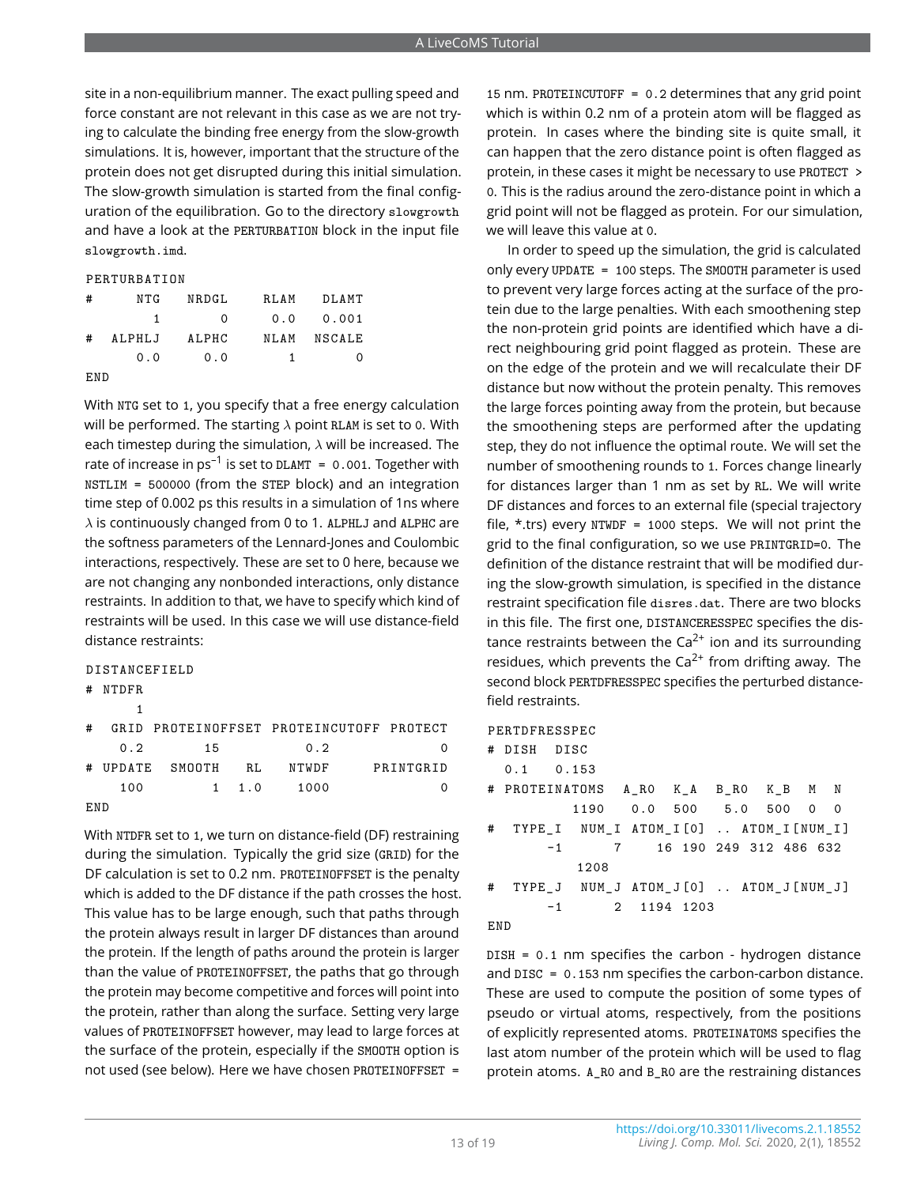site in a non-equilibrium manner. The exact pulling speed and force constant are not relevant in this case as we are not trying to calculate the binding free energy from the slow-growth simulations. It is, however, important that the structure of the protein does not get disrupted during this initial simulation. The slow-growth simulation is started from the final configuration of the equilibration. Go to the directory `slowgrowth` and have a look at the `PERTURBATION` block in the input file `slowgrowth.imd`.

```
PERTURBATION
#      NTG    NRDGL     RLAM    DLAMT
         1        0      0.0    0.001
#   ALPHLJ    ALPHC     NLAM   NSCALE
       0.0      0.0        1        0
END
```

With `NTG` set to `1`, you specify that a free energy calculation will be performed. The starting $\lambda$ point `RLAM` is set to `0`. With each timestep during the simulation, $\lambda$ will be increased. The rate of increase in $ps^{-1}$ is set to `DLAMT = 0.001`. Together with `NSTLIM = 500000` (from the `STEP` block) and an integration time step of 0.002 ps this results in a simulation of 1ns where $\lambda$ is continuously changed from 0 to 1. `ALPHLJ` and `ALPHC` are the softness parameters of the Lennard-Jones and Coulombic interactions, respectively. These are set to 0 here, because we are not changing any nonbonded interactions, only distance restraints. In addition to that, we have to specify which kind of restraints will be used. In this case we will use distance-field distance restraints:

```
DISTANCEFIELD
# NTDFR
      1
#   GRID  PROTEINOFFSET  PROTEINCUTOFF  PROTECT
    0.2          15            0.2            0
# UPDATE   SMOOTH    RL     NTWDF       PRINTGRID
    100         1   1.0      1000               0
END
```

With `NTDFR` set to `1`, we turn on distance-field (DF) restraining during the simulation. Typically the grid size (`GRID`) for the DF calculation is set to 0.2 nm. `PROTEINOFFSET` is the penalty which is added to the DF distance if the path crosses the host. This value has to be large enough, such that paths through the protein always result in larger DF distances than around the protein. If the length of paths around the protein is larger than the value of `PROTEINOFFSET`, the paths that go through the protein may become competitive and forces will point into the protein, rather than along the surface. Setting very large values of `PROTEINOFFSET` however, may lead to large forces at the surface of the protein, especially if the `SMOOTH` option is not used (see below). Here we have chosen `PROTEINOFFSET =` 15 nm. `PROTEINCUTOFF = 0.2` determines that any grid point which is within 0.2 nm of a protein atom will be flagged as protein. In cases where the binding site is quite small, it can happen that the zero distance point is often flagged as protein, in these cases it might be necessary to use `PROTECT > 0`. This is the radius around the zero-distance point in which a grid point will not be flagged as protein. For our simulation, we will leave this value at `0`.

In order to speed up the simulation, the grid is calculated only every `UPDATE = 100` steps. The `SMOOTH` parameter is used to prevent very large forces acting at the surface of the protein due to the large penalties. With each smoothening step the non-protein grid points are identified which have a direct neighbouring grid point flagged as protein. These are on the edge of the protein and we will recalculate their DF distance but now without the protein penalty. This removes the large forces pointing away from the protein, but because the smoothening steps are performed after the updating step, they do not influence the optimal route. We will set the number of smoothening rounds to `1`. Forces change linearly for distances larger than 1 nm as set by `RL`. We will write DF distances and forces to an external file (special trajectory file, *.trs) every `NTWDF = 1000` steps. We will not print the grid to the final configuration, so we use `PRINTGRID=0`. The definition of the distance restraint that will be modified during the slow-growth simulation, is specified in the distance restraint specification file `disres.dat`. There are two blocks in this file. The first one, `DISTANCERESSPEC` specifies the distance restraints between the $Ca^{2+}$ ion and its surrounding residues, which prevents the $Ca^{2+}$ from drifting away. The second block `PERTDFRESSPEC` specifies the perturbed distance-field restraints.

```
PERTDFRESSPEC
# DISH   DISC
  0.1    0.153
# PROTEINATOMS   A_R0   K_A   B_R0   K_B   M   N
          1190    0.0   500    5.0   500   0   0
#   TYPE_I   NUM_I  ATOM_I[0] .. ATOM_I[NUM_I]
        -1       7     16 190 249 312 486 632
          1208
#   TYPE_J   NUM_J  ATOM_J[0] .. ATOM_J[NUM_J]
        -1       2   1194 1203
END
```

`DISH = 0.1` nm specifies the carbon - hydrogen distance and `DISC = 0.153` nm specifies the carbon-carbon distance. These are used to compute the position of some types of pseudo or virtual atoms, respectively, from the positions of explicitly represented atoms. `PROTEINATOMS` specifies the last atom number of the protein which will be used to flag protein atoms. `A_R0` and `B_R0` are the restraining distances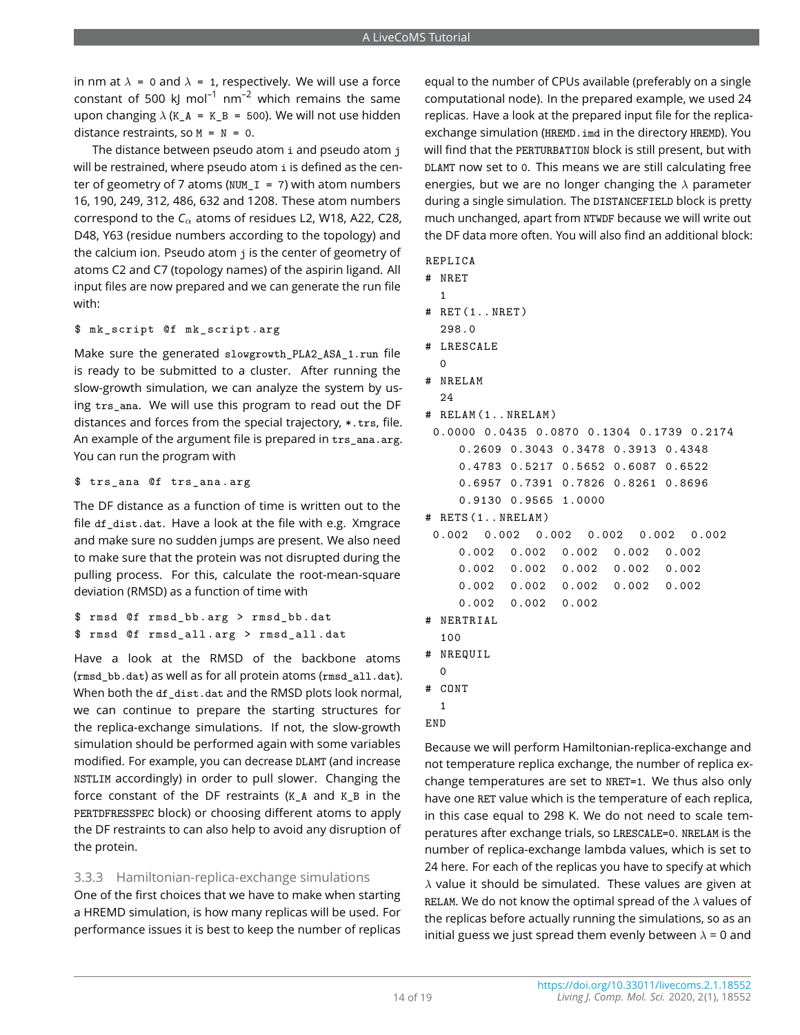in nm at $\lambda$ = 0 and $\lambda$ = 1, respectively. We will use a force constant of 500 kJ mol$^{-1}$ nm$^{-2}$ which remains the same upon changing $\lambda$ (K_A = K_B = 500). We will not use hidden distance restraints, so M = N = 0.

The distance between pseudo atom i and pseudo atom j will be restrained, where pseudo atom i is defined as the center of geometry of 7 atoms (NUM_I = 7) with atom numbers 16, 190, 249, 312, 486, 632 and 1208. These atom numbers correspond to the $C_\alpha$ atoms of residues L2, W18, A22, C28, D48, Y63 (residue numbers according to the topology) and the calcium ion. Pseudo atom j is the center of geometry of atoms C2 and C7 (topology names) of the aspirin ligand. All input files are now prepared and we can generate the run file with:

```
$ mk_script @f mk_script.arg
```

Make sure the generated slowgrowth_PLA2_ASA_1.run file is ready to be submitted to a cluster. After running the slow-growth simulation, we can analyze the system by using trs_ana. We will use this program to read out the DF distances and forces from the special trajectory, *.trs, file. An example of the argument file is prepared in trs_ana.arg. You can run the program with

```
$ trs_ana @f trs_ana.arg
```

The DF distance as a function of time is written out to the file df_dist.dat. Have a look at the file with e.g. Xmgrace and make sure no sudden jumps are present. We also need to make sure that the protein was not disrupted during the pulling process. For this, calculate the root-mean-square deviation (RMSD) as a function of time with

```
$ rmsd @f rmsd_bb.arg > rmsd_bb.dat
$ rmsd @f rmsd_all.arg > rmsd_all.dat
```

Have a look at the RMSD of the backbone atoms (rmsd_bb.dat) as well as for all protein atoms (rmsd_all.dat). When both the df_dist.dat and the RMSD plots look normal, we can continue to prepare the starting structures for the replica-exchange simulations. If not, the slow-growth simulation should be performed again with some variables modified. For example, you can decrease DLAMT (and increase NSTLIM accordingly) in order to pull slower. Changing the force constant of the DF restraints (K_A and K_B in the PERTDFRESSPEC block) or choosing different atoms to apply the DF restraints to can also help to avoid any disruption of the protein.

### 3.3.3 Hamiltonian-replica-exchange simulations

One of the first choices that we have to make when starting a HREMD simulation, is how many replicas will be used. For performance issues it is best to keep the number of replicas equal to the number of CPUs available (preferably on a single computational node). In the prepared example, we used 24 replicas. Have a look at the prepared input file for the replica-exchange simulation (HREMD.imd in the directory HREMD). You will find that the PERTURBATION block is still present, but with DLAMT now set to 0. This means we are still calculating free energies, but we are no longer changing the $\lambda$ parameter during a single simulation. The DISTANCEFIELD block is pretty much unchanged, apart from NTWDF because we will write out the DF data more often. You will also find an additional block:

```
REPLICA
# NRET
  1
# RET(1..NRET)
  298.0
# LRESCALE
  0
# NRELAM
  24
# RELAM(1..NRELAM)
 0.0000 0.0435 0.0870 0.1304 0.1739 0.2174
     0.2609 0.3043 0.3478 0.3913 0.4348
     0.4783 0.5217 0.5652 0.6087 0.6522
     0.6957 0.7391 0.7826 0.8261 0.8696
     0.9130 0.9565 1.0000
# RETS(1..NRELAM)
 0.002  0.002  0.002  0.002  0.002  0.002
     0.002  0.002  0.002  0.002  0.002
     0.002  0.002  0.002  0.002  0.002
     0.002  0.002  0.002  0.002  0.002
     0.002  0.002  0.002
# NERTRIAL
  100
# NREQUIL
  0
# CONT
  1
END
```

Because we will perform Hamiltonian-replica-exchange and not temperature replica exchange, the number of replica exchange temperatures are set to NRET=1. We thus also only have one RET value which is the temperature of each replica, in this case equal to 298 K. We do not need to scale temperatures after exchange trials, so LRESCALE=0. NRELAM is the number of replica-exchange lambda values, which is set to 24 here. For each of the replicas you have to specify at which $\lambda$ value it should be simulated. These values are given at RELAM. We do not know the optimal spread of the $\lambda$ values of the replicas before actually running the simulations, so as an initial guess we just spread them evenly between $\lambda$ = 0 and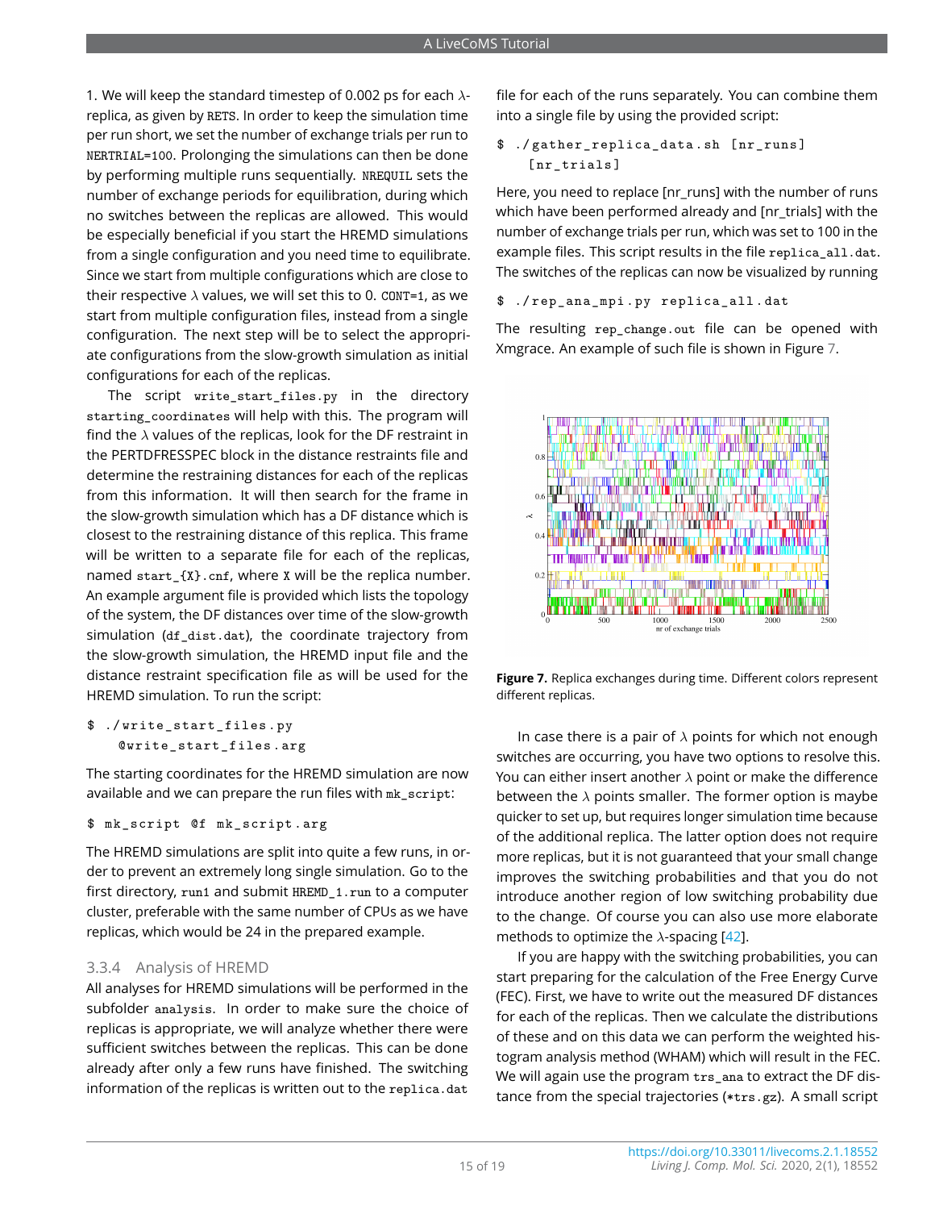1. We will keep the standard timestep of 0.002 ps for each $\lambda$-replica, as given by RETS. In order to keep the simulation time per run short, we set the number of exchange trials per run to NERTRIAL=100. Prolonging the simulations can then be done by performing multiple runs sequentially. NREQUIL sets the number of exchange periods for equilibration, during which no switches between the replicas are allowed. This would be especially beneficial if you start the HREMD simulations from a single configuration and you need time to equilibrate. Since we start from multiple configurations which are close to their respective $\lambda$ values, we will set this to 0. CONT=1, as we start from multiple configuration files, instead from a single configuration. The next step will be to select the appropriate configurations from the slow-growth simulation as initial configurations for each of the replicas.

The script write_start_files.py in the directory starting_coordinates will help with this. The program will find the $\lambda$ values of the replicas, look for the DF restraint in the PERTDFRESSPEC block in the distance restraints file and determine the restraining distances for each of the replicas from this information. It will then search for the frame in the slow-growth simulation which has a DF distance which is closest to the restraining distance of this replica. This frame will be written to a separate file for each of the replicas, named start_{X}.cnf, where X will be the replica number. An example argument file is provided which lists the topology of the system, the DF distances over time of the slow-growth simulation (df_dist.dat), the coordinate trajectory from the slow-growth simulation, the HREMD input file and the distance restraint specification file as will be used for the HREMD simulation. To run the script:

```
$ ./write_start_files.py
    @write_start_files.arg
```

The starting coordinates for the HREMD simulation are now available and we can prepare the run files with mk_script:

```
$ mk_script @f mk_script.arg
```

The HREMD simulations are split into quite a few runs, in order to prevent an extremely long single simulation. Go to the first directory, run1 and submit HREMD_1.run to a computer cluster, preferable with the same number of CPUs as we have replicas, which would be 24 in the prepared example.

### 3.3.4 Analysis of HREMD

All analyses for HREMD simulations will be performed in the subfolder analysis. In order to make sure the choice of replicas is appropriate, we will analyze whether there were sufficient switches between the replicas. This can be done already after only a few runs have finished. The switching information of the replicas is written out to the replica.dat file for each of the runs separately. You can combine them into a single file by using the provided script:

```
$ ./gather_replica_data.sh [nr_runs]
    [nr_trials]
```

Here, you need to replace [nr_runs] with the number of runs which have been performed already and [nr_trials] with the number of exchange trials per run, which was set to 100 in the example files. This script results in the file replica_all.dat. The switches of the replicas can now be visualized by running

```
$ ./rep_ana_mpi.py replica_all.dat
```

The resulting rep_change.out file can be opened with Xmgrace. An example of such file is shown in Figure 7.

**Figure 7.** Replica exchanges during time. Different colors represent different replicas.

In case there is a pair of $\lambda$ points for which not enough switches are occurring, you have two options to resolve this. You can either insert another $\lambda$ point or make the difference between the $\lambda$ points smaller. The former option is maybe quicker to set up, but requires longer simulation time because of the additional replica. The latter option does not require more replicas, but it is not guaranteed that your small change improves the switching probabilities and that you do not introduce another region of low switching probability due to the change. Of course you can also use more elaborate methods to optimize the $\lambda$-spacing [42].

If you are happy with the switching probabilities, you can start preparing for the calculation of the Free Energy Curve (FEC). First, we have to write out the measured DF distances for each of the replicas. Then we calculate the distributions of these and on this data we can perform the weighted histogram analysis method (WHAM) which will result in the FEC. We will again use the program trs_ana to extract the DF distance from the special trajectories (*trs.gz). A small script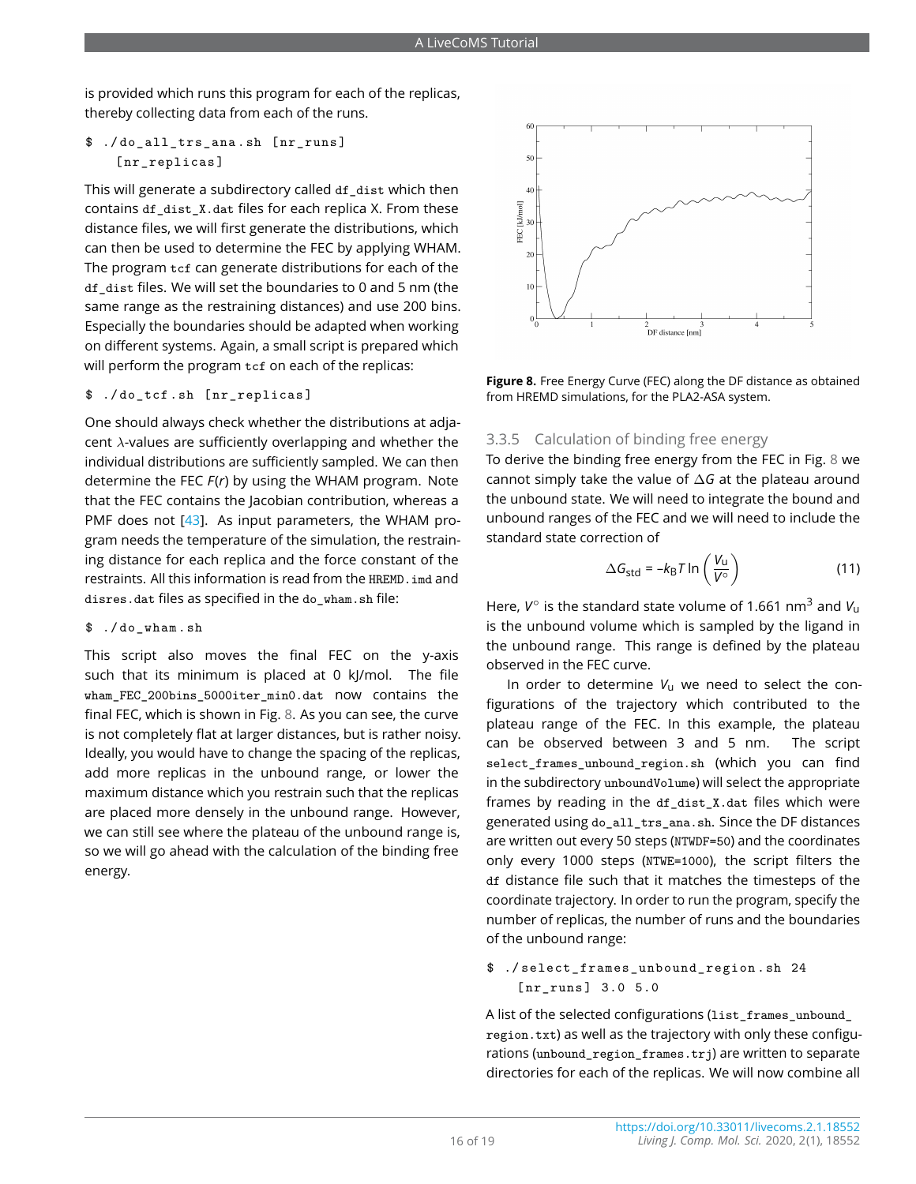is provided which runs this program for each of the replicas, thereby collecting data from each of the runs.

```
$ ./do_all_trs_ana.sh [nr_runs]
    [nr_replicas]
```

This will generate a subdirectory called `df_dist` which then contains `df_dist_X.dat` files for each replica X. From these distance files, we will first generate the distributions, which can then be used to determine the FEC by applying WHAM. The program `tcf` can generate distributions for each of the `df_dist` files. We will set the boundaries to 0 and 5 nm (the same range as the restraining distances) and use 200 bins. Especially the boundaries should be adapted when working on different systems. Again, a small script is prepared which will perform the program `tcf` on each of the replicas:

```
$ ./do_tcf.sh [nr_replicas]
```

One should always check whether the distributions at adjacent $\lambda$-values are sufficiently overlapping and whether the individual distributions are sufficiently sampled. We can then determine the FEC $F(r)$ by using the WHAM program. Note that the FEC contains the Jacobian contribution, whereas a PMF does not [43]. As input parameters, the WHAM program needs the temperature of the simulation, the restraining distance for each replica and the force constant of the restraints. All this information is read from the `HREMD.imd` and `disres.dat` files as specified in the `do_wham.sh` file:

```
$ ./do_wham.sh
```

This script also moves the final FEC on the y-axis such that its minimum is placed at 0 kJ/mol. The file `wham_FEC_200bins_5000iter_min0.dat` now contains the final FEC, which is shown in Fig. 8. As you can see, the curve is not completely flat at larger distances, but is rather noisy. Ideally, you would have to change the spacing of the replicas, add more replicas in the unbound range, or lower the maximum distance which you restrain such that the replicas are placed more densely in the unbound range. However, we can still see where the plateau of the unbound range is, so we will go ahead with the calculation of the binding free energy.

**Figure 8.** Free Energy Curve (FEC) along the DF distance as obtained from HREMD simulations, for the PLA2-ASA system.

### 3.3.5 Calculation of binding free energy

To derive the binding free energy from the FEC in Fig. 8 we cannot simply take the value of $\Delta G$ at the plateau around the unbound state. We will need to integrate the bound and unbound ranges of the FEC and we will need to include the standard state correction of

$$\Delta G_{\mathrm{std}} = -k_{\mathrm{B}}T \ln\left(\frac{V_{\mathrm{u}}}{V^{\circ}}\right) \tag{11}$$

Here, $V^{\circ}$ is the standard state volume of 1.661 nm$^3$ and $V_{\mathrm{u}}$ is the unbound volume which is sampled by the ligand in the unbound range. This range is defined by the plateau observed in the FEC curve.

In order to determine $V_{\mathrm{u}}$ we need to select the configurations of the trajectory which contributed to the plateau range of the FEC. In this example, the plateau can be observed between 3 and 5 nm. The script `select_frames_unbound_region.sh` (which you can find in the subdirectory `unboundVolume`) will select the appropriate frames by reading in the `df_dist_X.dat` files which were generated using `do_all_trs_ana.sh`. Since the DF distances are written out every 50 steps (`NTWDF=50`) and the coordinates only every 1000 steps (`NTWE=1000`), the script filters the `df` distance file such that it matches the timesteps of the coordinate trajectory. In order to run the program, specify the number of replicas, the number of runs and the boundaries of the unbound range:

```
$ ./select_frames_unbound_region.sh 24
    [nr_runs] 3.0 5.0
```

A list of the selected configurations (`list_frames_unbound_region.txt`) as well as the trajectory with only these configurations (`unbound_region_frames.trj`) are written to separate directories for each of the replicas. We will now combine all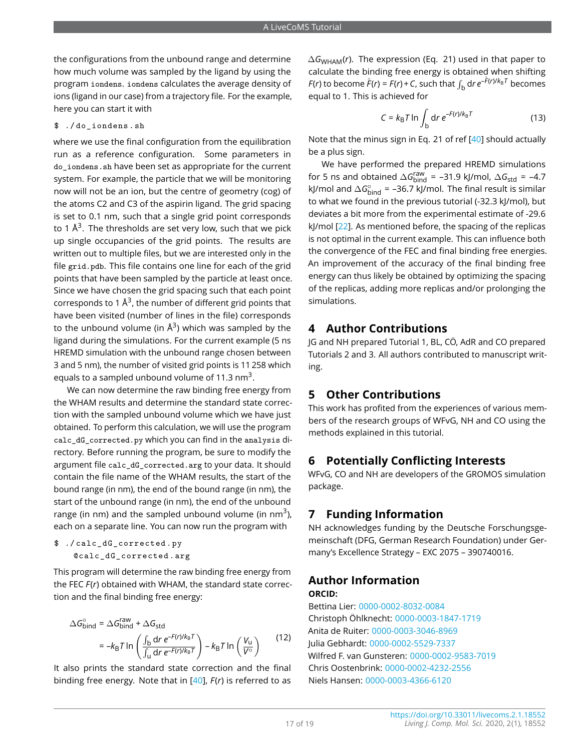the configurations from the unbound range and determine how much volume was sampled by the ligand by using the program `iondens`. `iondens` calculates the average density of ions (ligand in our case) from a trajectory file. For the example, here you can start it with

```
$ ./do_iondens.sh
```

where we use the final configuration from the equilibration run as a reference configuration. Some parameters in `do_iondens.sh` have been set as appropriate for the current system. For example, the particle that we will be monitoring now will not be an ion, but the centre of geometry (cog) of the atoms C2 and C3 of the aspirin ligand. The grid spacing is set to 0.1 nm, such that a single grid point corresponds to 1 Å$^3$. The thresholds are set very low, such that we pick up single occupancies of the grid points. The results are written out to multiple files, but we are interested only in the file `grid.pdb`. This file contains one line for each of the grid points that have been sampled by the particle at least once. Since we have chosen the grid spacing such that each point corresponds to 1 Å$^3$, the number of different grid points that have been visited (number of lines in the file) corresponds to the unbound volume (in Å$^3$) which was sampled by the ligand during the simulations. For the current example (5 ns HREMD simulation with the unbound range chosen between 3 and 5 nm), the number of visited grid points is 11 258 which equals to a sampled unbound volume of 11.3 nm$^3$.

We can now determine the raw binding free energy from the WHAM results and determine the standard state correction with the sampled unbound volume which we have just obtained. To perform this calculation, we will use the program `calc_dG_corrected.py` which you can find in the `analysis` directory. Before running the program, be sure to modify the argument file `calc_dG_corrected.arg` to your data. It should contain the file name of the WHAM results, the start of the bound range (in nm), the end of the bound range (in nm), the start of the unbound range (in nm), the end of the unbound range (in nm) and the sampled unbound volume (in nm$^3$), each on a separate line. You can now run the program with

```
$ ./calc_dG_corrected.py
    @calc_dG_corrected.arg
```

This program will determine the raw binding free energy from the FEC $F(r)$ obtained with WHAM, the standard state correction and the final binding free energy:

$$
\begin{aligned}
\Delta G^{\circ}_{\text{bind}} &= \Delta G^{\text{raw}}_{\text{bind}} + \Delta G_{\text{std}} \\
&= -k_{\text{B}}T \ln\left(\frac{\int_{\text{b}} \mathrm{d}r\, e^{-F(r)/k_{\text{B}}T}}{\int_{\text{u}} \mathrm{d}r\, e^{-F(r)/k_{\text{B}}T}}\right) - k_{\text{B}}T \ln\left(\frac{V_{\text{u}}}{V^{\circ}}\right)
\end{aligned}
\tag{12}
$$

It also prints the standard state correction and the final binding free energy. Note that in [40], $F(r)$ is referred to as $\Delta G_{\text{WHAM}}(r)$. The expression (Eq. 21) used in that paper to calculate the binding free energy is obtained when shifting $F(r)$ to become $\hat{F}(r) = F(r) + C$, such that $\int_{\text{b}} \mathrm{d}r\, e^{-\hat{F}(r)/k_{\text{B}}T}$ becomes equal to 1. This is achieved for

$$
C = k_{\text{B}}T \ln \int_{\text{b}} \mathrm{d}r\, e^{-F(r)/k_{\text{B}}T}
\tag{13}
$$

Note that the minus sign in Eq. 21 of ref [40] should actually be a plus sign.

We have performed the prepared HREMD simulations for 5 ns and obtained $\Delta G^{\text{raw}}_{\text{bind}}$ = –31.9 kJ/mol, $\Delta G_{\text{std}}$ = –4.7 kJ/mol and $\Delta G^{\circ}_{\text{bind}}$ = –36.7 kJ/mol. The final result is similar to what we found in the previous tutorial (-32.3 kJ/mol), but deviates a bit more from the experimental estimate of -29.6 kJ/mol [22]. As mentioned before, the spacing of the replicas is not optimal in the current example. This can influence both the convergence of the FEC and final binding free energies. An improvement of the accuracy of the final binding free energy can thus likely be obtained by optimizing the spacing of the replicas, adding more replicas and/or prolonging the simulations.

## 4 Author Contributions

JG and NH prepared Tutorial 1, BL, CÖ, AdR and CO prepared Tutorials 2 and 3. All authors contributed to manuscript writing.

## 5 Other Contributions

This work has profited from the experiences of various members of the research groups of WFvG, NH and CO using the methods explained in this tutorial.

## 6 Potentially Conflicting Interests

WFvG, CO and NH are developers of the GROMOS simulation package.

## 7 Funding Information

NH acknowledges funding by the Deutsche Forschungsgemeinschaft (DFG, German Research Foundation) under Germany's Excellence Strategy – EXC 2075 – 390740016.

## Author Information

**ORCID:**

Bettina Lier: 0000-0002-8032-0084
Christoph Öhlknecht: 0000-0003-1847-1719
Anita de Ruiter: 0000-0003-3046-8969
Julia Gebhardt: 0000-0002-5529-7337
Wilfred F. van Gunsteren: 0000-0002-9583-7019
Chris Oostenbrink: 0000-0002-4232-2556
Niels Hansen: 0000-0003-4366-6120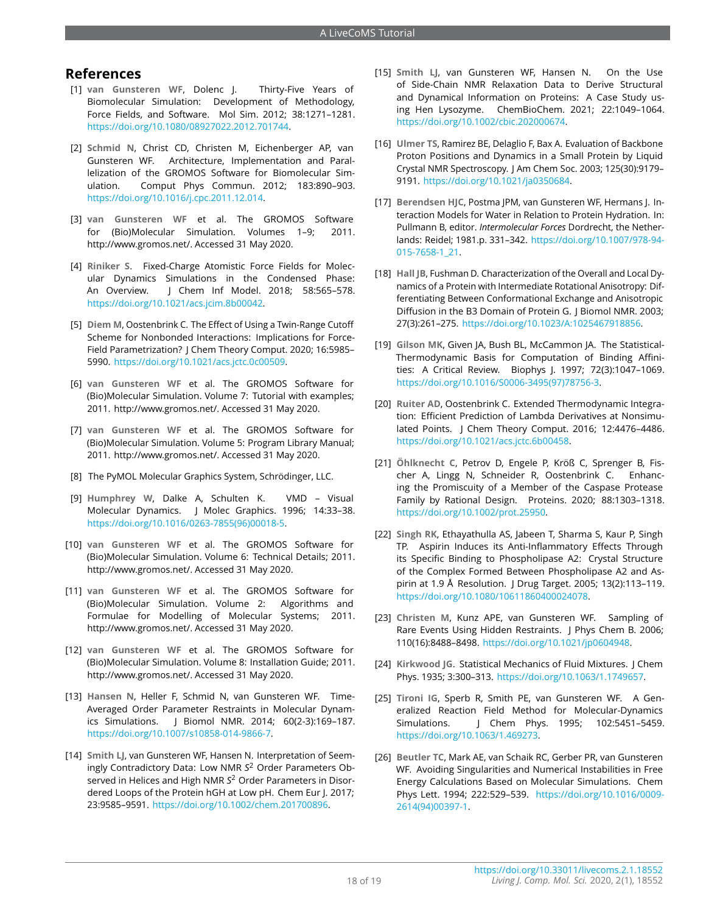# References

[1] **van Gunsteren WF**, Dolenc J. Thirty-Five Years of Biomolecular Simulation: Development of Methodology, Force Fields, and Software. Mol Sim. 2012; 38:1271–1281. https://doi.org/10.1080/08927022.2012.701744.

[2] **Schmid N**, Christ CD, Christen M, Eichenberger AP, van Gunsteren WF. Architecture, Implementation and Parallelization of the GROMOS Software for Biomolecular Simulation. Comput Phys Commun. 2012; 183:890–903. https://doi.org/10.1016/j.cpc.2011.12.014.

[3] **van Gunsteren WF** et al. The GROMOS Software for (Bio)Molecular Simulation. Volumes 1–9; 2011. http://www.gromos.net/. Accessed 31 May 2020.

[4] **Riniker S**. Fixed-Charge Atomistic Force Fields for Molecular Dynamics Simulations in the Condensed Phase: An Overview. J Chem Inf Model. 2018; 58:565–578. https://doi.org/10.1021/acs.jcim.8b00042.

[5] **Diem M**, Oostenbrink C. The Effect of Using a Twin-Range Cutoff Scheme for Nonbonded Interactions: Implications for Force-Field Parametrization? J Chem Theory Comput. 2020; 16:5985–5990. https://doi.org/10.1021/acs.jctc.0c00509.

[6] **van Gunsteren WF** et al. The GROMOS Software for (Bio)Molecular Simulation. Volume 7: Tutorial with examples; 2011. http://www.gromos.net/. Accessed 31 May 2020.

[7] **van Gunsteren WF** et al. The GROMOS Software for (Bio)Molecular Simulation. Volume 5: Program Library Manual; 2011. http://www.gromos.net/. Accessed 31 May 2020.

[8] The PyMOL Molecular Graphics System, Schrödinger, LLC.

[9] **Humphrey W**, Dalke A, Schulten K. VMD – Visual Molecular Dynamics. J Molec Graphics. 1996; 14:33–38. https://doi.org/10.1016/0263-7855(96)00018-5.

[10] **van Gunsteren WF** et al. The GROMOS Software for (Bio)Molecular Simulation. Volume 6: Technical Details; 2011. http://www.gromos.net/. Accessed 31 May 2020.

[11] **van Gunsteren WF** et al. The GROMOS Software for (Bio)Molecular Simulation. Volume 2: Algorithms and Formulae for Modelling of Molecular Systems; 2011. http://www.gromos.net/. Accessed 31 May 2020.

[12] **van Gunsteren WF** et al. The GROMOS Software for (Bio)Molecular Simulation. Volume 8: Installation Guide; 2011. http://www.gromos.net/. Accessed 31 May 2020.

[13] **Hansen N**, Heller F, Schmid N, van Gunsteren WF. Time-Averaged Order Parameter Restraints in Molecular Dynamics Simulations. J Biomol NMR. 2014; 60(2-3):169–187. https://doi.org/10.1007/s10858-014-9866-7.

[14] **Smith LJ**, van Gunsteren WF, Hansen N. Interpretation of Seemingly Contradictory Data: Low NMR $S^2$ Order Parameters Observed in Helices and High NMR $S^2$ Order Parameters in Disordered Loops of the Protein hGH at Low pH. Chem Eur J. 2017; 23:9585–9591. https://doi.org/10.1002/chem.201700896.

[15] **Smith LJ**, van Gunsteren WF, Hansen N. On the Use of Side-Chain NMR Relaxation Data to Derive Structural and Dynamical Information on Proteins: A Case Study using Hen Lysozyme. ChemBioChem. 2021; 22:1049–1064. https://doi.org/10.1002/cbic.202000674.

[16] **Ulmer TS**, Ramirez BE, Delaglio F, Bax A. Evaluation of Backbone Proton Positions and Dynamics in a Small Protein by Liquid Crystal NMR Spectroscopy. J Am Chem Soc. 2003; 125(30):9179–9191. https://doi.org/10.1021/ja0350684.

[17] **Berendsen HJC**, Postma JPM, van Gunsteren WF, Hermans J. Interaction Models for Water in Relation to Protein Hydration. In: Pullmann B, editor. *Intermolecular Forces* Dordrecht, the Netherlands: Reidel; 1981.p. 331–342. https://doi.org/10.1007/978-94-015-7658-1_21.

[18] **Hall JB**, Fushman D. Characterization of the Overall and Local Dynamics of a Protein with Intermediate Rotational Anisotropy: Differentiating Between Conformational Exchange and Anisotropic Diffusion in the B3 Domain of Protein G. J Biomol NMR. 2003; 27(3):261–275. https://doi.org/10.1023/A:1025467918856.

[19] **Gilson MK**, Given JA, Bush BL, McCammon JA. The Statistical-Thermodynamic Basis for Computation of Binding Affinities: A Critical Review. Biophys J. 1997; 72(3):1047–1069. https://doi.org/10.1016/S0006-3495(97)78756-3.

[20] **Ruiter AD**, Oostenbrink C. Extended Thermodynamic Integration: Efficient Prediction of Lambda Derivatives at Nonsimulated Points. J Chem Theory Comput. 2016; 12:4476–4486. https://doi.org/10.1021/acs.jctc.6b00458.

[21] **Öhlknecht C**, Petrov D, Engele P, Kröß C, Sprenger B, Fischer A, Lingg N, Schneider R, Oostenbrink C. Enhancing the Promiscuity of a Member of the Caspase Protease Family by Rational Design. Proteins. 2020; 88:1303–1318. https://doi.org/10.1002/prot.25950.

[22] **Singh RK**, Ethayathulla AS, Jabeen T, Sharma S, Kaur P, Singh TP. Aspirin Induces its Anti-Inflammatory Effects Through its Specific Binding to Phospholipase A2: Crystal Structure of the Complex Formed Between Phospholipase A2 and Aspirin at 1.9 Å Resolution. J Drug Target. 2005; 13(2):113–119. https://doi.org/10.1080/10611860400024078.

[23] **Christen M**, Kunz APE, van Gunsteren WF. Sampling of Rare Events Using Hidden Restraints. J Phys Chem B. 2006; 110(16):8488–8498. https://doi.org/10.1021/jp0604948.

[24] **Kirkwood JG**. Statistical Mechanics of Fluid Mixtures. J Chem Phys. 1935; 3:300–313. https://doi.org/10.1063/1.1749657.

[25] **Tironi IG**, Sperb R, Smith PE, van Gunsteren WF. A Generalized Reaction Field Method for Molecular-Dynamics Simulations. J Chem Phys. 1995; 102:5451–5459. https://doi.org/10.1063/1.469273.

[26] **Beutler TC**, Mark AE, van Schaik RC, Gerber PR, van Gunsteren WF. Avoiding Singularities and Numerical Instabilities in Free Energy Calculations Based on Molecular Simulations. Chem Phys Lett. 1994; 222:529–539. https://doi.org/10.1016/0009-2614(94)00397-1.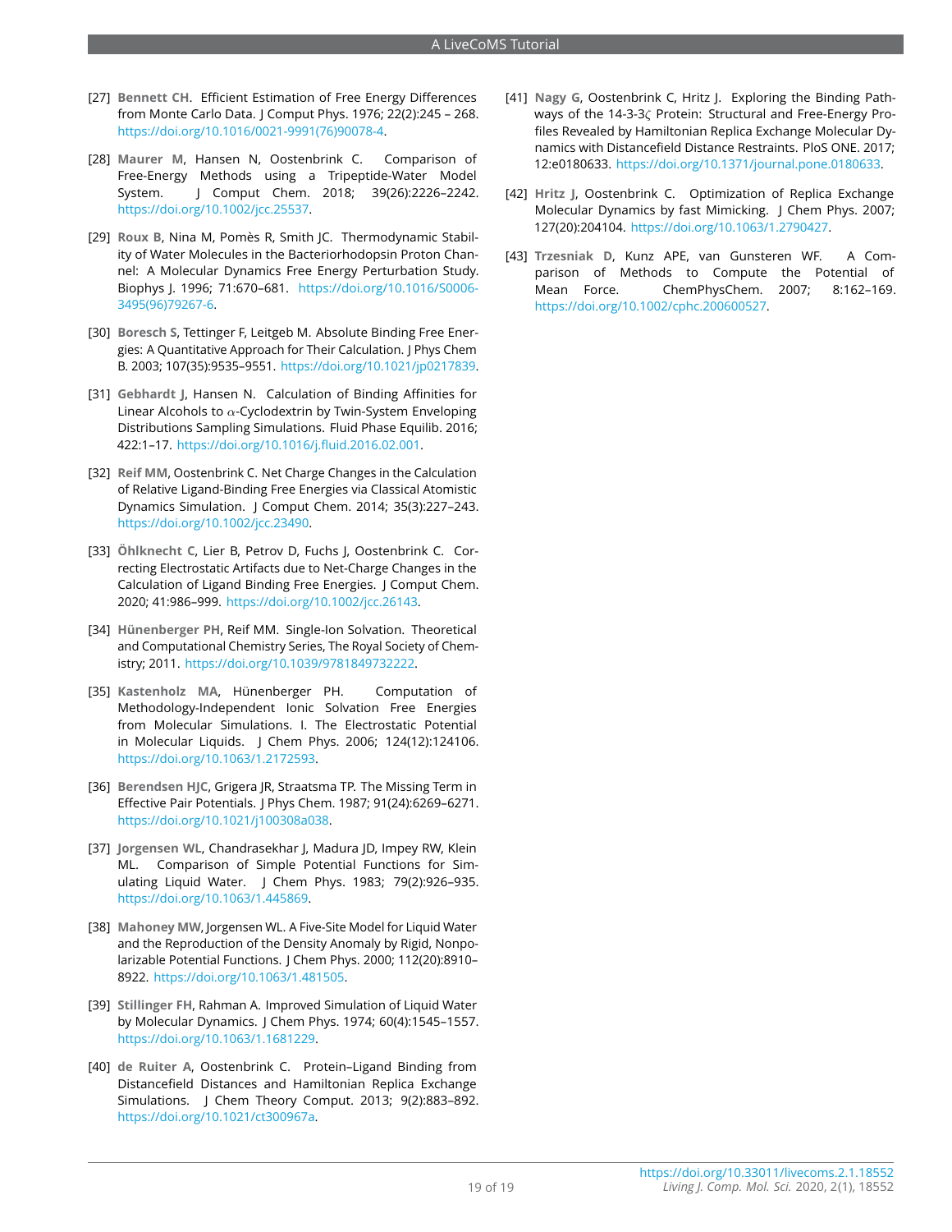[27] **Bennett CH**. Efficient Estimation of Free Energy Differences from Monte Carlo Data. J Comput Phys. 1976; 22(2):245 – 268. https://doi.org/10.1016/0021-9991(76)90078-4.

[28] **Maurer M**, Hansen N, Oostenbrink C. Comparison of Free-Energy Methods using a Tripeptide-Water Model System. J Comput Chem. 2018; 39(26):2226–2242. https://doi.org/10.1002/jcc.25537.

[29] **Roux B**, Nina M, Pomès R, Smith JC. Thermodynamic Stability of Water Molecules in the Bacteriorhodopsin Proton Channel: A Molecular Dynamics Free Energy Perturbation Study. Biophys J. 1996; 71:670–681. https://doi.org/10.1016/S0006-3495(96)79267-6.

[30] **Boresch S**, Tettinger F, Leitgeb M. Absolute Binding Free Energies: A Quantitative Approach for Their Calculation. J Phys Chem B. 2003; 107(35):9535–9551. https://doi.org/10.1021/jp0217839.

[31] **Gebhardt J**, Hansen N. Calculation of Binding Affinities for Linear Alcohols to $\alpha$-Cyclodextrin by Twin-System Enveloping Distributions Sampling Simulations. Fluid Phase Equilib. 2016; 422:1–17. https://doi.org/10.1016/j.fluid.2016.02.001.

[32] **Reif MM**, Oostenbrink C. Net Charge Changes in the Calculation of Relative Ligand-Binding Free Energies via Classical Atomistic Dynamics Simulation. J Comput Chem. 2014; 35(3):227–243. https://doi.org/10.1002/jcc.23490.

[33] **Öhlknecht C**, Lier B, Petrov D, Fuchs J, Oostenbrink C. Correcting Electrostatic Artifacts due to Net-Charge Changes in the Calculation of Ligand Binding Free Energies. J Comput Chem. 2020; 41:986–999. https://doi.org/10.1002/jcc.26143.

[34] **Hünenberger PH**, Reif MM. Single-Ion Solvation. Theoretical and Computational Chemistry Series, The Royal Society of Chemistry; 2011. https://doi.org/10.1039/9781849732222.

[35] **Kastenholz MA**, Hünenberger PH. Computation of Methodology-Independent Ionic Solvation Free Energies from Molecular Simulations. I. The Electrostatic Potential in Molecular Liquids. J Chem Phys. 2006; 124(12):124106. https://doi.org/10.1063/1.2172593.

[36] **Berendsen HJC**, Grigera JR, Straatsma TP. The Missing Term in Effective Pair Potentials. J Phys Chem. 1987; 91(24):6269–6271. https://doi.org/10.1021/j100308a038.

[37] **Jorgensen WL**, Chandrasekhar J, Madura JD, Impey RW, Klein ML. Comparison of Simple Potential Functions for Simulating Liquid Water. J Chem Phys. 1983; 79(2):926–935. https://doi.org/10.1063/1.445869.

[38] **Mahoney MW**, Jorgensen WL. A Five-Site Model for Liquid Water and the Reproduction of the Density Anomaly by Rigid, Nonpolarizable Potential Functions. J Chem Phys. 2000; 112(20):8910–8922. https://doi.org/10.1063/1.481505.

[39] **Stillinger FH**, Rahman A. Improved Simulation of Liquid Water by Molecular Dynamics. J Chem Phys. 1974; 60(4):1545–1557. https://doi.org/10.1063/1.1681229.

[40] **de Ruiter A**, Oostenbrink C. Protein–Ligand Binding from Distancefield Distances and Hamiltonian Replica Exchange Simulations. J Chem Theory Comput. 2013; 9(2):883–892. https://doi.org/10.1021/ct300967a.

[41] **Nagy G**, Oostenbrink C, Hritz J. Exploring the Binding Pathways of the 14-3-3$\zeta$ Protein: Structural and Free-Energy Profiles Revealed by Hamiltonian Replica Exchange Molecular Dynamics with Distancefield Distance Restraints. PloS ONE. 2017; 12:e0180633. https://doi.org/10.1371/journal.pone.0180633.

[42] **Hritz J**, Oostenbrink C. Optimization of Replica Exchange Molecular Dynamics by fast Mimicking. J Chem Phys. 2007; 127(20):204104. https://doi.org/10.1063/1.2790427.

[43] **Trzesniak D**, Kunz APE, van Gunsteren WF. A Comparison of Methods to Compute the Potential of Mean Force. ChemPhysChem. 2007; 8:162–169. https://doi.org/10.1002/cphc.200600527.